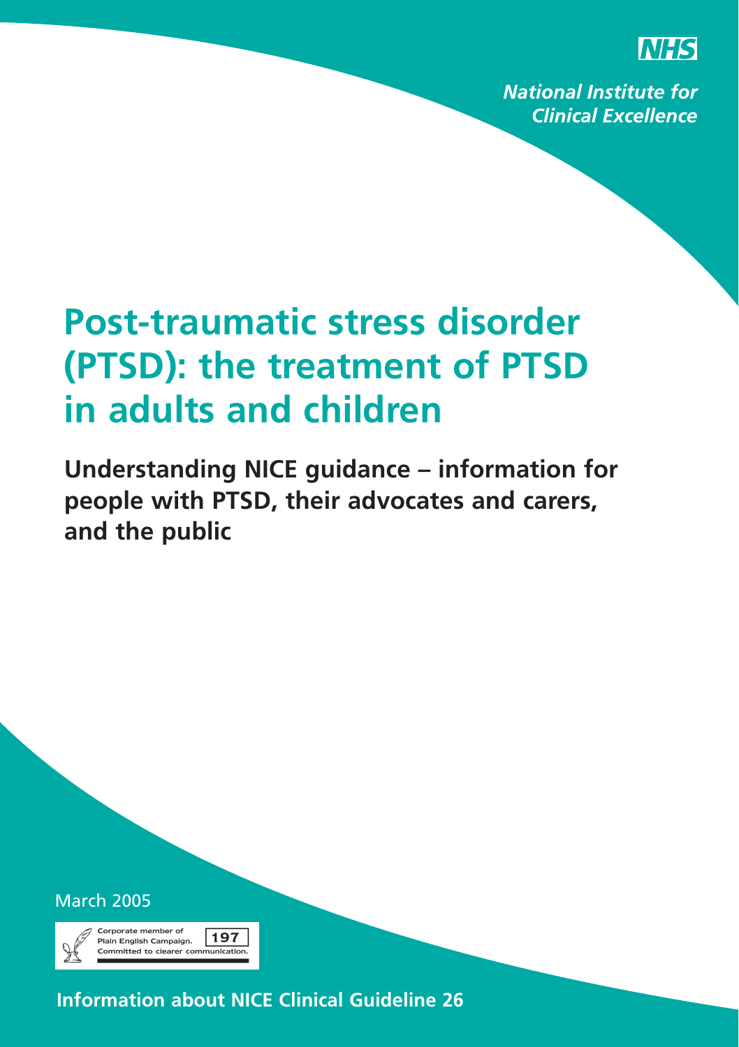NHS

*National Institute for Clinical Excellence*

# Post-traumatic stress disorder (PTSD): the treatment of PTSD in adults and children

**Understanding NICE guidance – information for people with PTSD, their advocates and carers, and the public**

March 2005

Corporate member of Plain English Campaign. 197 Committed to clearer communication.

**Information about NICE Clinical Guideline 26**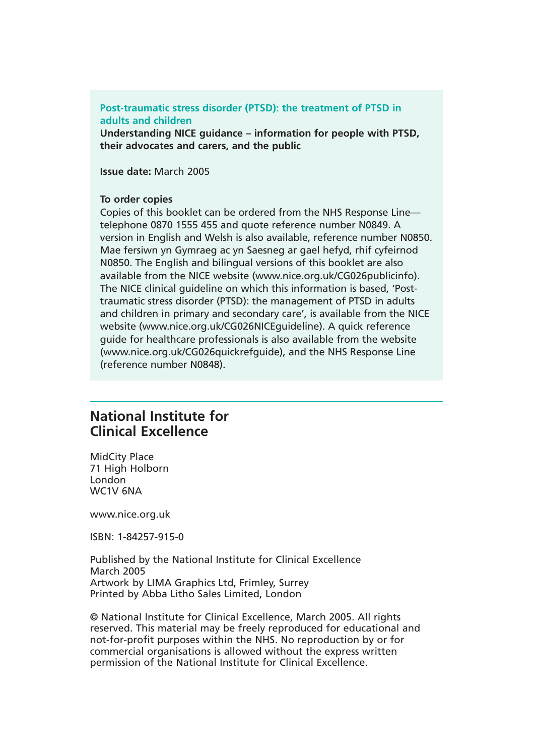**Post-traumatic stress disorder (PTSD): the treatment of PTSD in adults and children**

**Understanding NICE guidance – information for people with PTSD, their advocates and carers, and the public**

**Issue date:** March 2005

**To order copies**

Copies of this booklet can be ordered from the NHS Response Line—telephone 0870 1555 455 and quote reference number N0849. A version in English and Welsh is also available, reference number N0850. Mae fersiwn yn Gymraeg ac yn Saesneg ar gael hefyd, rhif cyfeirnod N0850. The English and bilingual versions of this booklet are also available from the NICE website (www.nice.org.uk/CG026publicinfo). The NICE clinical guideline on which this information is based, 'Post-traumatic stress disorder (PTSD): the management of PTSD in adults and children in primary and secondary care', is available from the NICE website (www.nice.org.uk/CG026NICEguideline). A quick reference guide for healthcare professionals is also available from the website (www.nice.org.uk/CG026quickrefguide), and the NHS Response Line (reference number N0848).

## National Institute for Clinical Excellence

MidCity Place
71 High Holborn
London
WC1V 6NA

www.nice.org.uk

ISBN: 1-84257-915-0

Published by the National Institute for Clinical Excellence
March 2005
Artwork by LIMA Graphics Ltd, Frimley, Surrey
Printed by Abba Litho Sales Limited, London

© National Institute for Clinical Excellence, March 2005. All rights reserved. This material may be freely reproduced for educational and not-for-profit purposes within the NHS. No reproduction by or for commercial organisations is allowed without the express written permission of the National Institute for Clinical Excellence.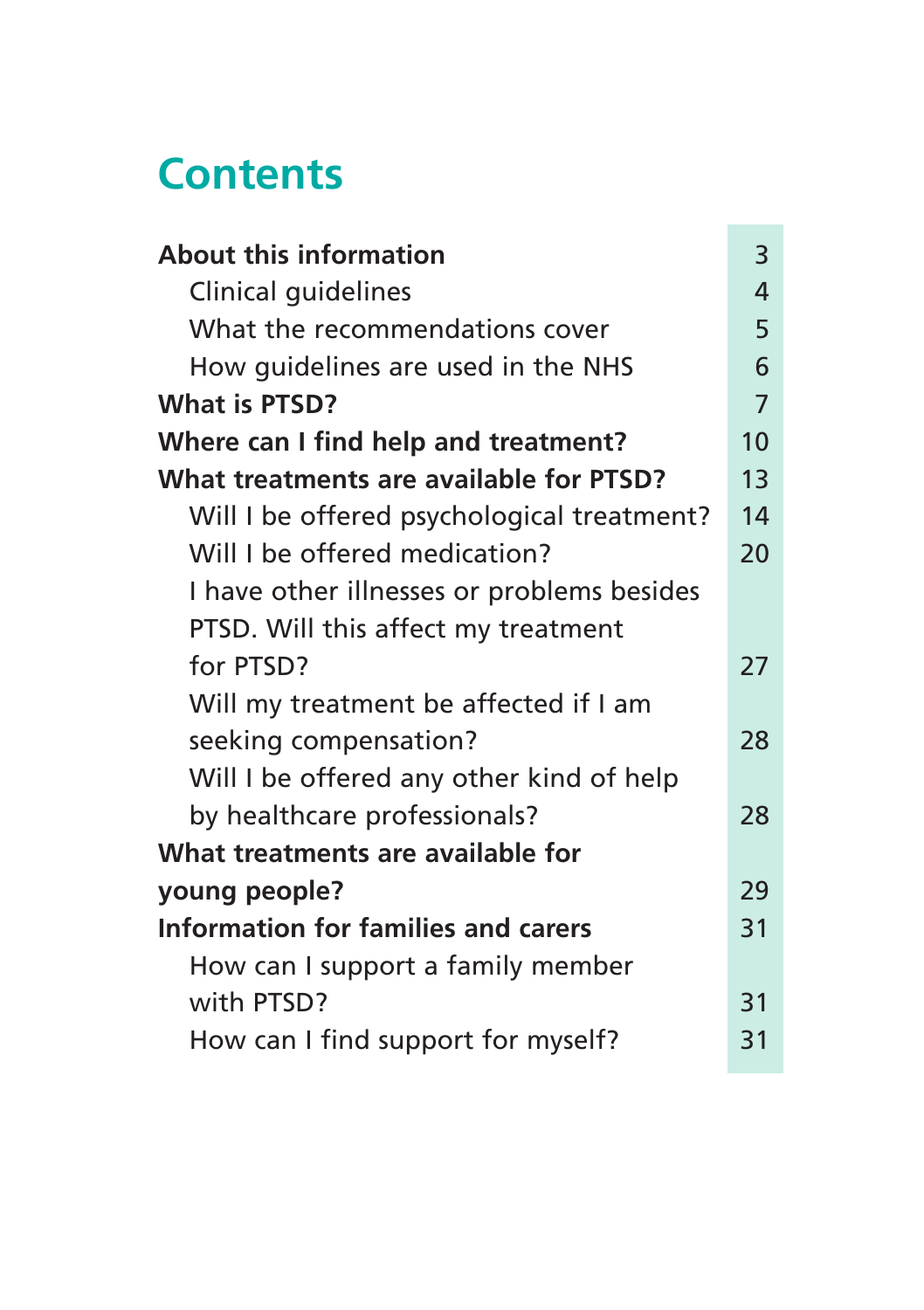# Contents

| | |
|---|---|
| **About this information** | 3 |
| Clinical guidelines | 4 |
| What the recommendations cover | 5 |
| How guidelines are used in the NHS | 6 |
| **What is PTSD?** | 7 |
| **Where can I find help and treatment?** | 10 |
| **What treatments are available for PTSD?** | 13 |
| Will I be offered psychological treatment? | 14 |
| Will I be offered medication? | 20 |
| I have other illnesses or problems besides PTSD. Will this affect my treatment for PTSD? | 27 |
| Will my treatment be affected if I am seeking compensation? | 28 |
| Will I be offered any other kind of help by healthcare professionals? | 28 |
| **What treatments are available for young people?** | 29 |
| **Information for families and carers** | 31 |
| How can I support a family member with PTSD? | 31 |
| How can I find support for myself? | 31 |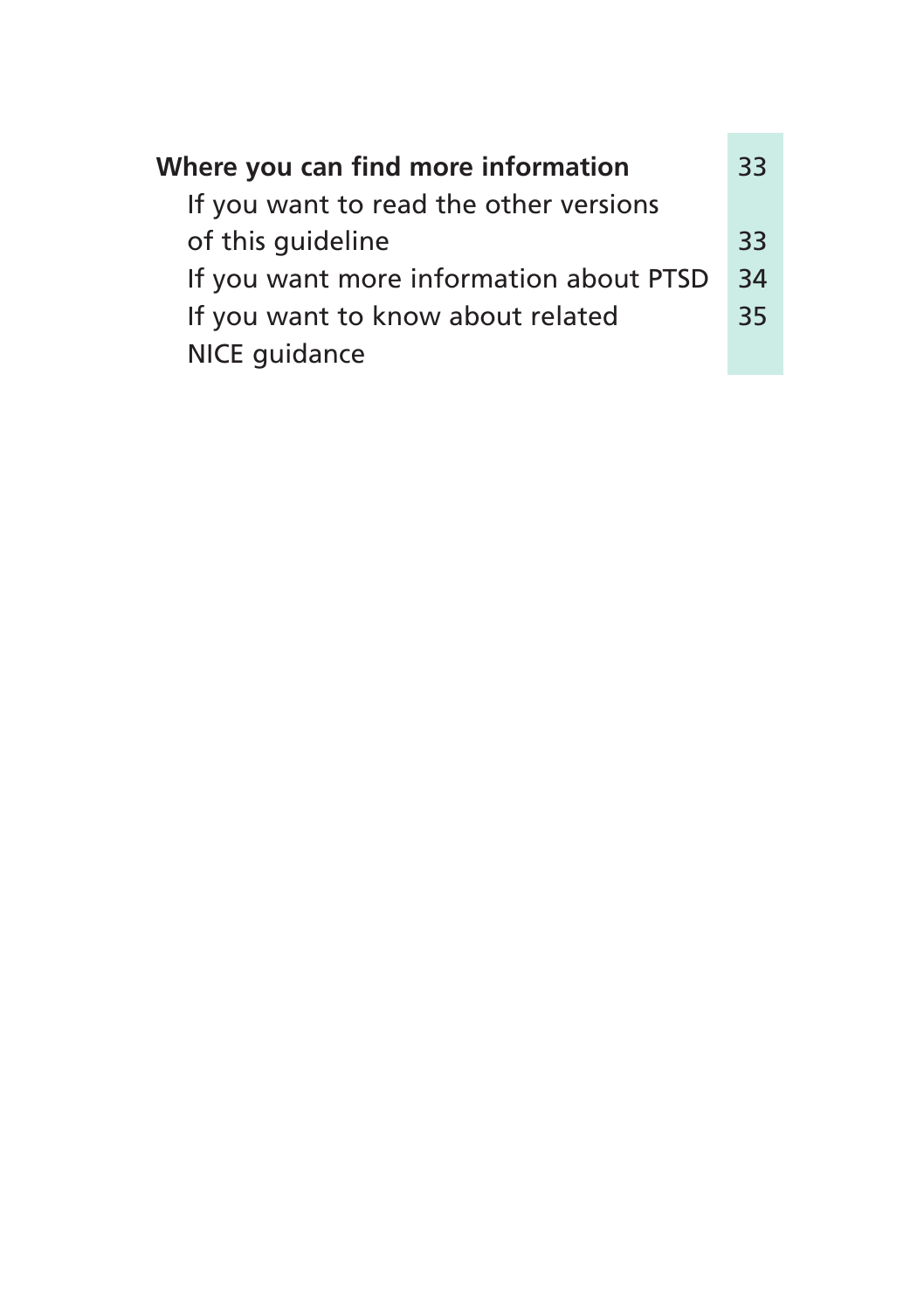| | |
|---|---|
| **Where you can find more information** | 33 |
| If you want to read the other versions of this guideline | 33 |
| If you want more information about PTSD | 34 |
| If you want to know about related NICE guidance | 35 |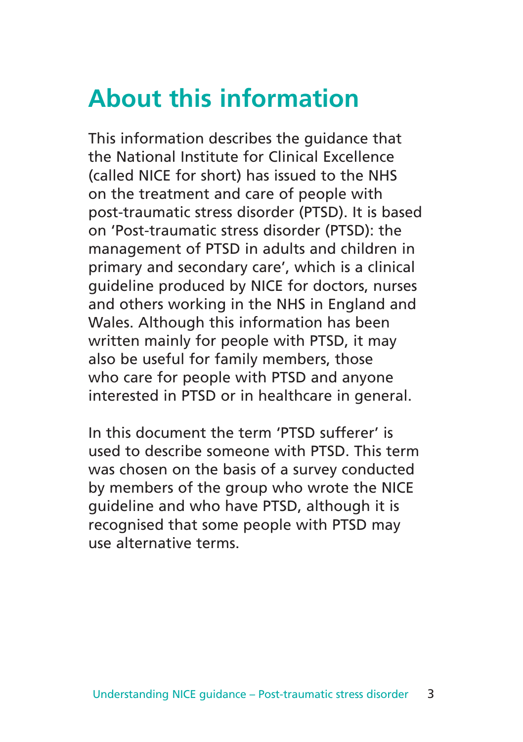# About this information

This information describes the guidance that the National Institute for Clinical Excellence (called NICE for short) has issued to the NHS on the treatment and care of people with post-traumatic stress disorder (PTSD). It is based on 'Post-traumatic stress disorder (PTSD): the management of PTSD in adults and children in primary and secondary care', which is a clinical guideline produced by NICE for doctors, nurses and others working in the NHS in England and Wales. Although this information has been written mainly for people with PTSD, it may also be useful for family members, those who care for people with PTSD and anyone interested in PTSD or in healthcare in general.

In this document the term 'PTSD sufferer' is used to describe someone with PTSD. This term was chosen on the basis of a survey conducted by members of the group who wrote the NICE guideline and who have PTSD, although it is recognised that some people with PTSD may use alternative terms.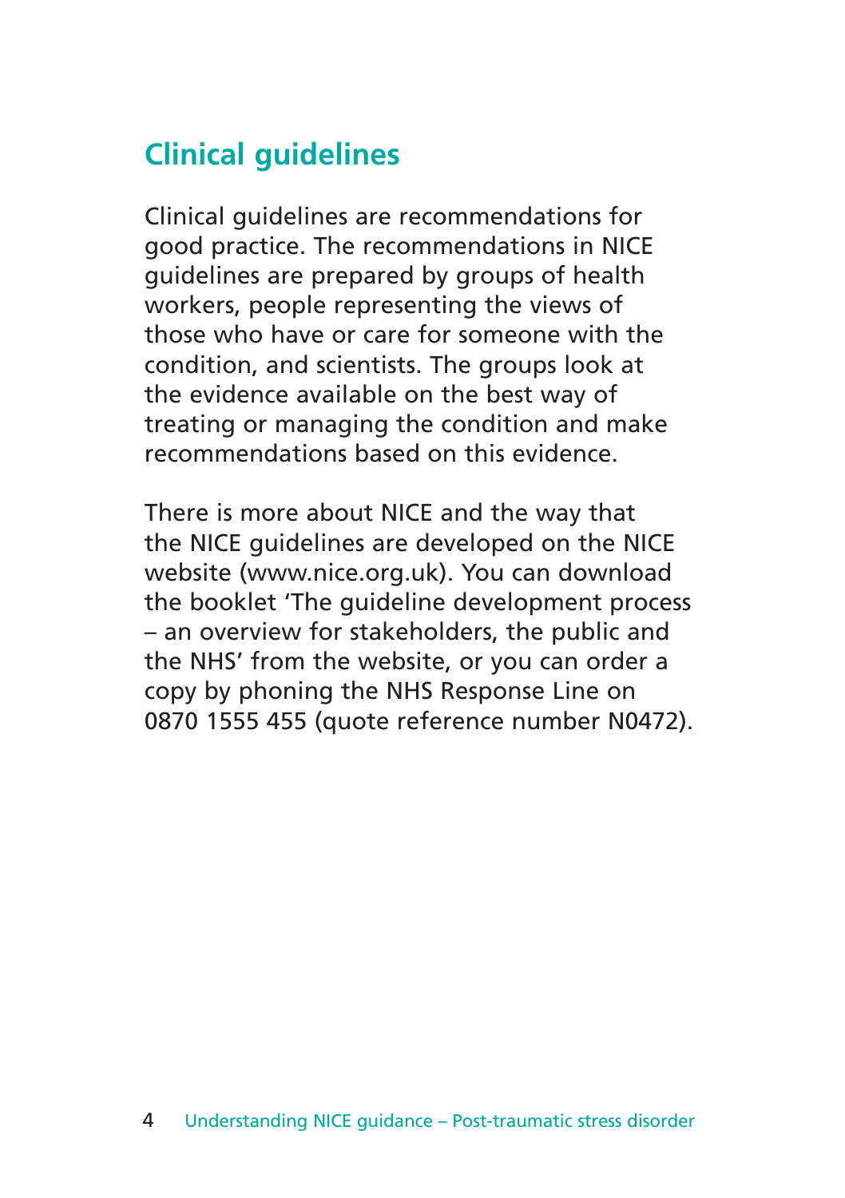## Clinical guidelines

Clinical guidelines are recommendations for good practice. The recommendations in NICE guidelines are prepared by groups of health workers, people representing the views of those who have or care for someone with the condition, and scientists. The groups look at the evidence available on the best way of treating or managing the condition and make recommendations based on this evidence.

There is more about NICE and the way that the NICE guidelines are developed on the NICE website (www.nice.org.uk). You can download the booklet 'The guideline development process – an overview for stakeholders, the public and the NHS' from the website, or you can order a copy by phoning the NHS Response Line on 0870 1555 455 (quote reference number N0472).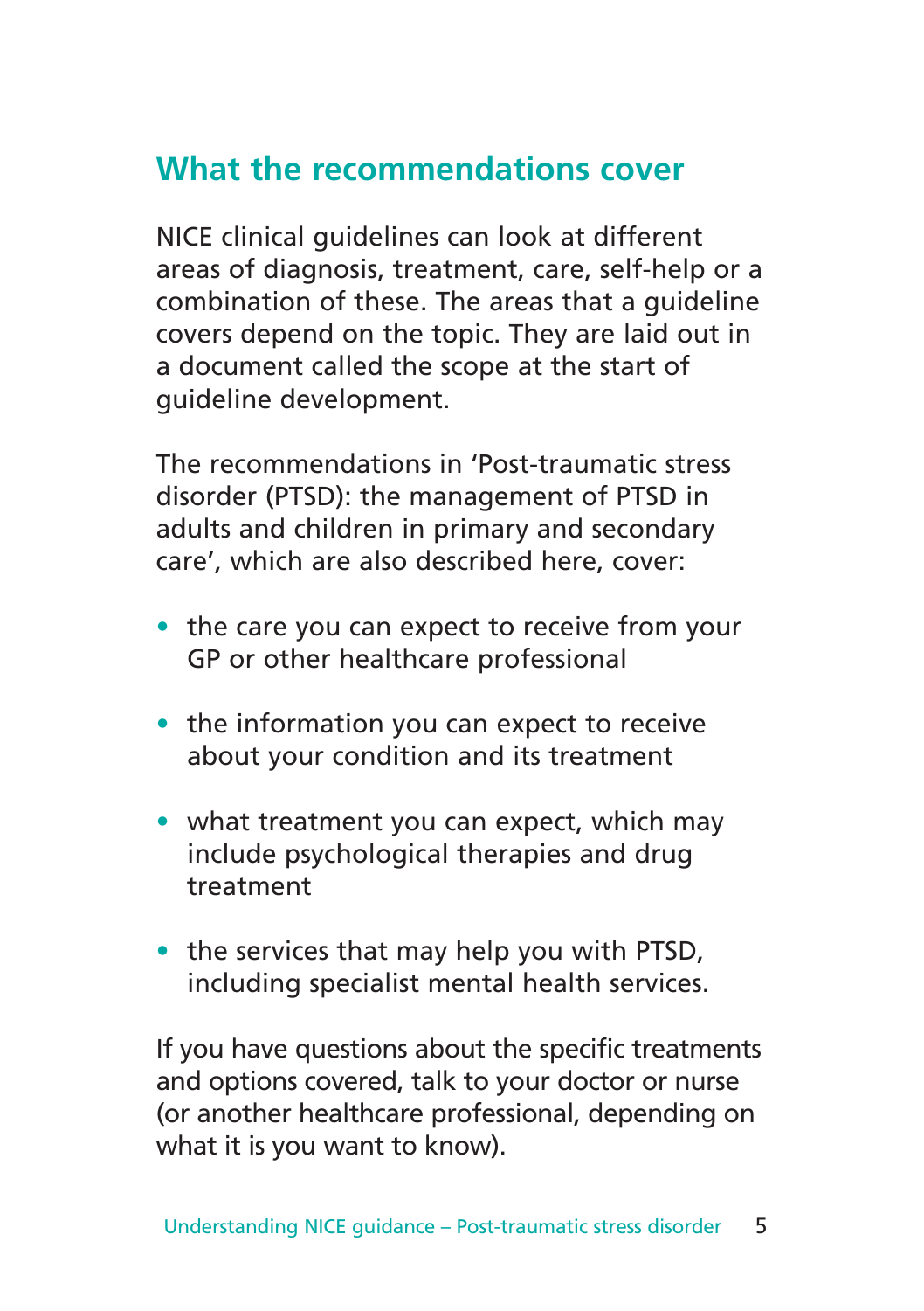## What the recommendations cover

NICE clinical guidelines can look at different areas of diagnosis, treatment, care, self-help or a combination of these. The areas that a guideline covers depend on the topic. They are laid out in a document called the scope at the start of guideline development.

The recommendations in 'Post-traumatic stress disorder (PTSD): the management of PTSD in adults and children in primary and secondary care', which are also described here, cover:

- the care you can expect to receive from your GP or other healthcare professional
- the information you can expect to receive about your condition and its treatment
- what treatment you can expect, which may include psychological therapies and drug treatment
- the services that may help you with PTSD, including specialist mental health services.

If you have questions about the specific treatments and options covered, talk to your doctor or nurse (or another healthcare professional, depending on what it is you want to know).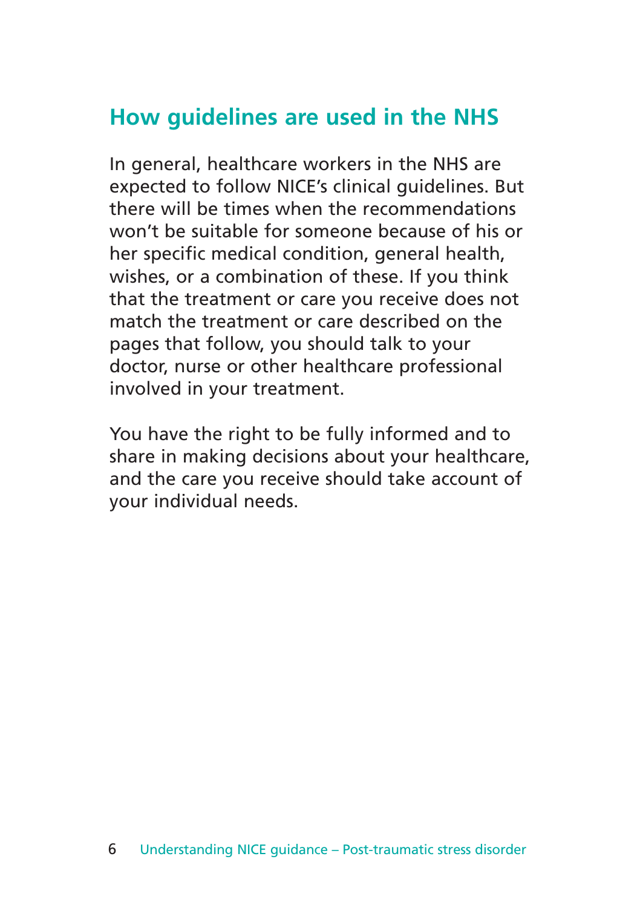## How guidelines are used in the NHS

In general, healthcare workers in the NHS are expected to follow NICE's clinical guidelines. But there will be times when the recommendations won't be suitable for someone because of his or her specific medical condition, general health, wishes, or a combination of these. If you think that the treatment or care you receive does not match the treatment or care described on the pages that follow, you should talk to your doctor, nurse or other healthcare professional involved in your treatment.

You have the right to be fully informed and to share in making decisions about your healthcare, and the care you receive should take account of your individual needs.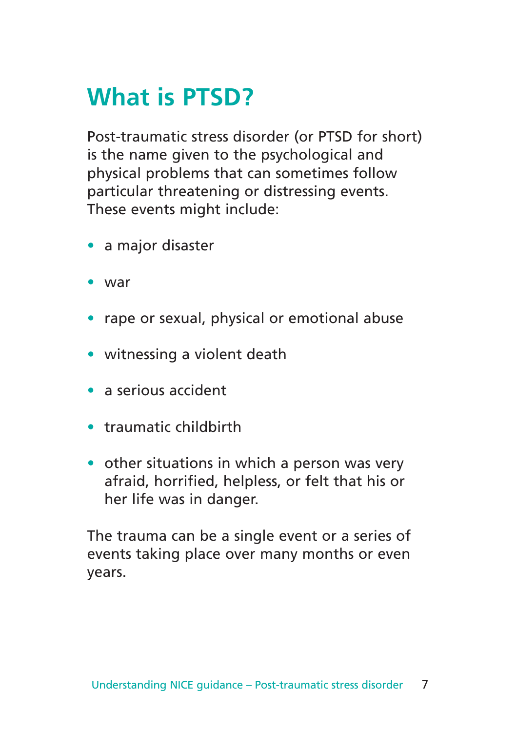# What is PTSD?

Post-traumatic stress disorder (or PTSD for short) is the name given to the psychological and physical problems that can sometimes follow particular threatening or distressing events. These events might include:

- a major disaster
- war
- rape or sexual, physical or emotional abuse
- witnessing a violent death
- a serious accident
- traumatic childbirth
- other situations in which a person was very afraid, horrified, helpless, or felt that his or her life was in danger.

The trauma can be a single event or a series of events taking place over many months or even years.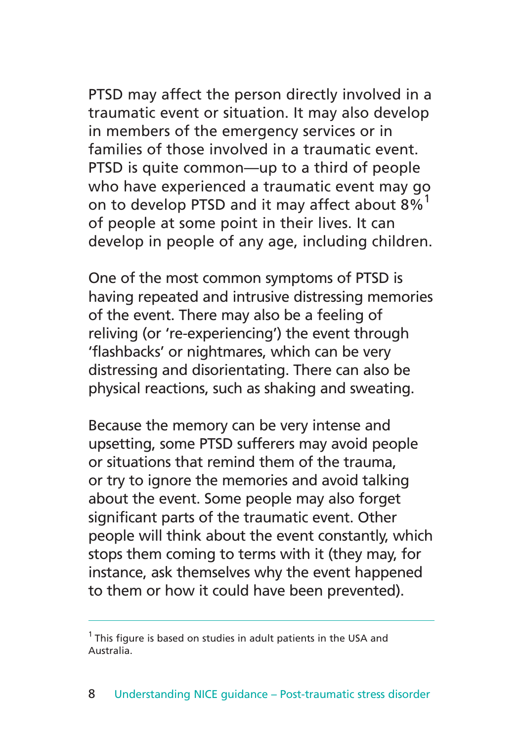PTSD may affect the person directly involved in a traumatic event or situation. It may also develop in members of the emergency services or in families of those involved in a traumatic event. PTSD is quite common—up to a third of people who have experienced a traumatic event may go on to develop PTSD and it may affect about 8%[1] of people at some point in their lives. It can develop in people of any age, including children.

One of the most common symptoms of PTSD is having repeated and intrusive distressing memories of the event. There may also be a feeling of reliving (or 're-experiencing') the event through 'flashbacks' or nightmares, which can be very distressing and disorientating. There can also be physical reactions, such as shaking and sweating.

Because the memory can be very intense and upsetting, some PTSD sufferers may avoid people or situations that remind them of the trauma, or try to ignore the memories and avoid talking about the event. Some people may also forget significant parts of the traumatic event. Other people will think about the event constantly, which stops them coming to terms with it (they may, for instance, ask themselves why the event happened to them or how it could have been prevented).

---

[1] This figure is based on studies in adult patients in the USA and Australia.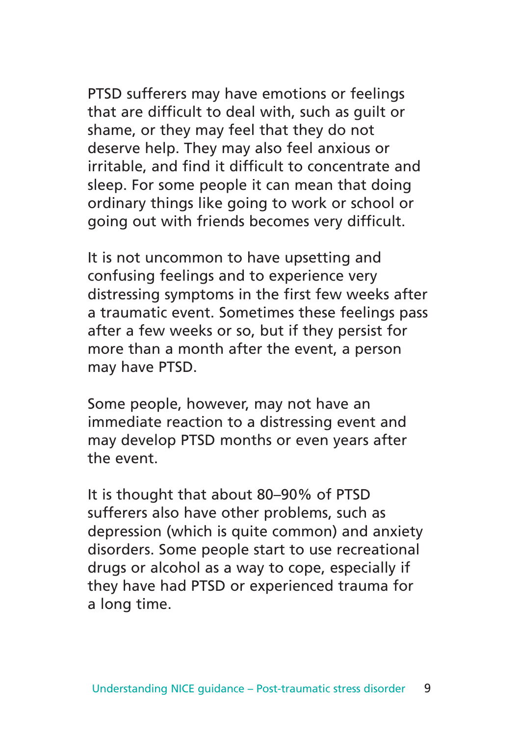PTSD sufferers may have emotions or feelings that are difficult to deal with, such as guilt or shame, or they may feel that they do not deserve help. They may also feel anxious or irritable, and find it difficult to concentrate and sleep. For some people it can mean that doing ordinary things like going to work or school or going out with friends becomes very difficult.

It is not uncommon to have upsetting and confusing feelings and to experience very distressing symptoms in the first few weeks after a traumatic event. Sometimes these feelings pass after a few weeks or so, but if they persist for more than a month after the event, a person may have PTSD.

Some people, however, may not have an immediate reaction to a distressing event and may develop PTSD months or even years after the event.

It is thought that about 80–90% of PTSD sufferers also have other problems, such as depression (which is quite common) and anxiety disorders. Some people start to use recreational drugs or alcohol as a way to cope, especially if they have had PTSD or experienced trauma for a long time.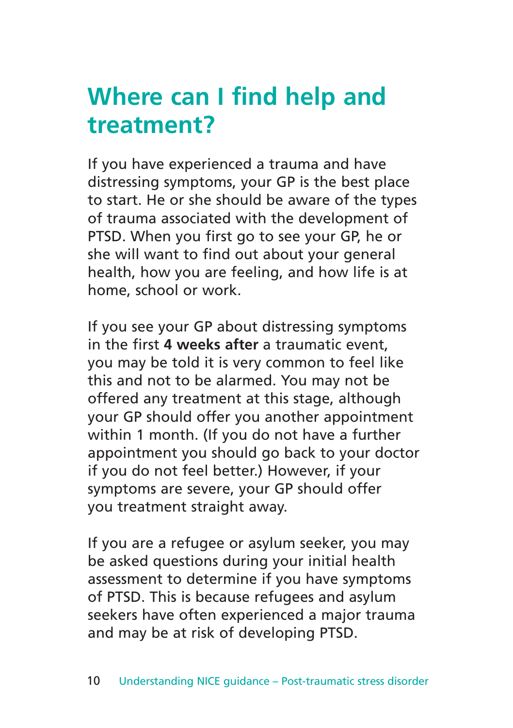## Where can I find help and treatment?

If you have experienced a trauma and have distressing symptoms, your GP is the best place to start. He or she should be aware of the types of trauma associated with the development of PTSD. When you first go to see your GP, he or she will want to find out about your general health, how you are feeling, and how life is at home, school or work.

If you see your GP about distressing symptoms in the first **4 weeks after** a traumatic event, you may be told it is very common to feel like this and not to be alarmed. You may not be offered any treatment at this stage, although your GP should offer you another appointment within 1 month. (If you do not have a further appointment you should go back to your doctor if you do not feel better.) However, if your symptoms are severe, your GP should offer you treatment straight away.

If you are a refugee or asylum seeker, you may be asked questions during your initial health assessment to determine if you have symptoms of PTSD. This is because refugees and asylum seekers have often experienced a major trauma and may be at risk of developing PTSD.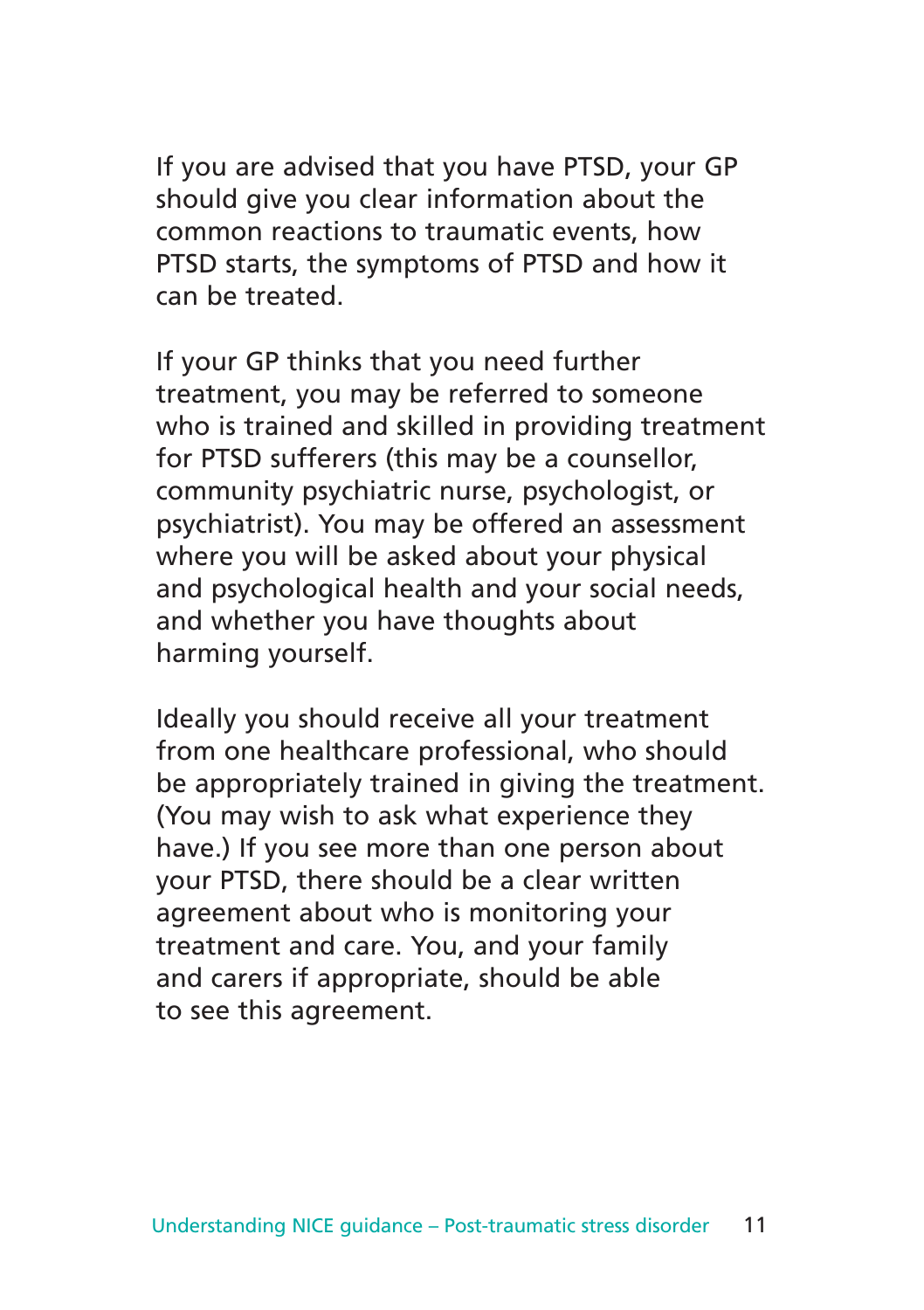If you are advised that you have PTSD, your GP should give you clear information about the common reactions to traumatic events, how PTSD starts, the symptoms of PTSD and how it can be treated.

If your GP thinks that you need further treatment, you may be referred to someone who is trained and skilled in providing treatment for PTSD sufferers (this may be a counsellor, community psychiatric nurse, psychologist, or psychiatrist). You may be offered an assessment where you will be asked about your physical and psychological health and your social needs, and whether you have thoughts about harming yourself.

Ideally you should receive all your treatment from one healthcare professional, who should be appropriately trained in giving the treatment. (You may wish to ask what experience they have.) If you see more than one person about your PTSD, there should be a clear written agreement about who is monitoring your treatment and care. You, and your family and carers if appropriate, should be able to see this agreement.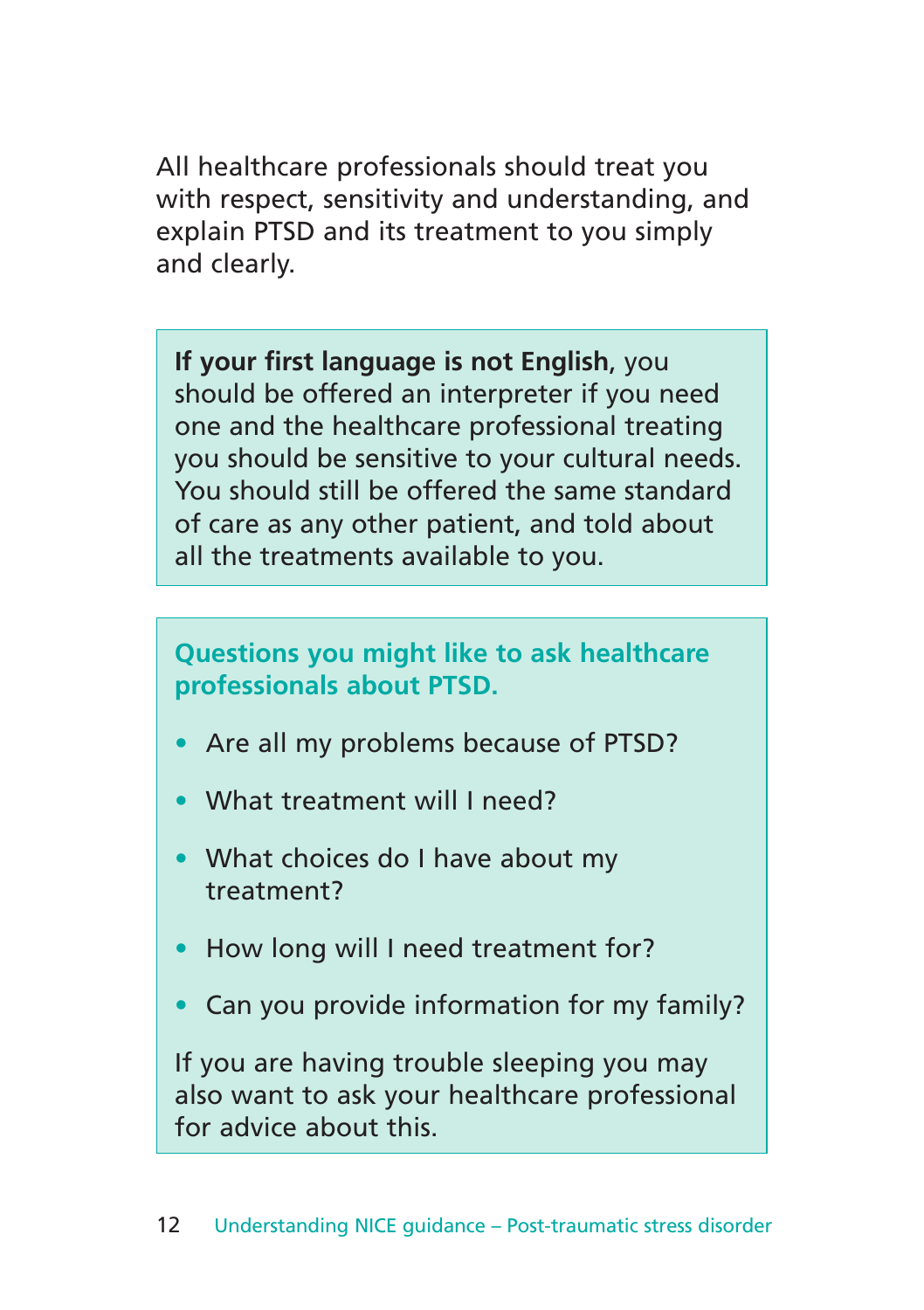All healthcare professionals should treat you with respect, sensitivity and understanding, and explain PTSD and its treatment to you simply and clearly.

**If your first language is not English**, you should be offered an interpreter if you need one and the healthcare professional treating you should be sensitive to your cultural needs. You should still be offered the same standard of care as any other patient, and told about all the treatments available to you.

**Questions you might like to ask healthcare professionals about PTSD.**

- Are all my problems because of PTSD?
- What treatment will I need?
- What choices do I have about my treatment?
- How long will I need treatment for?
- Can you provide information for my family?

If you are having trouble sleeping you may also want to ask your healthcare professional for advice about this.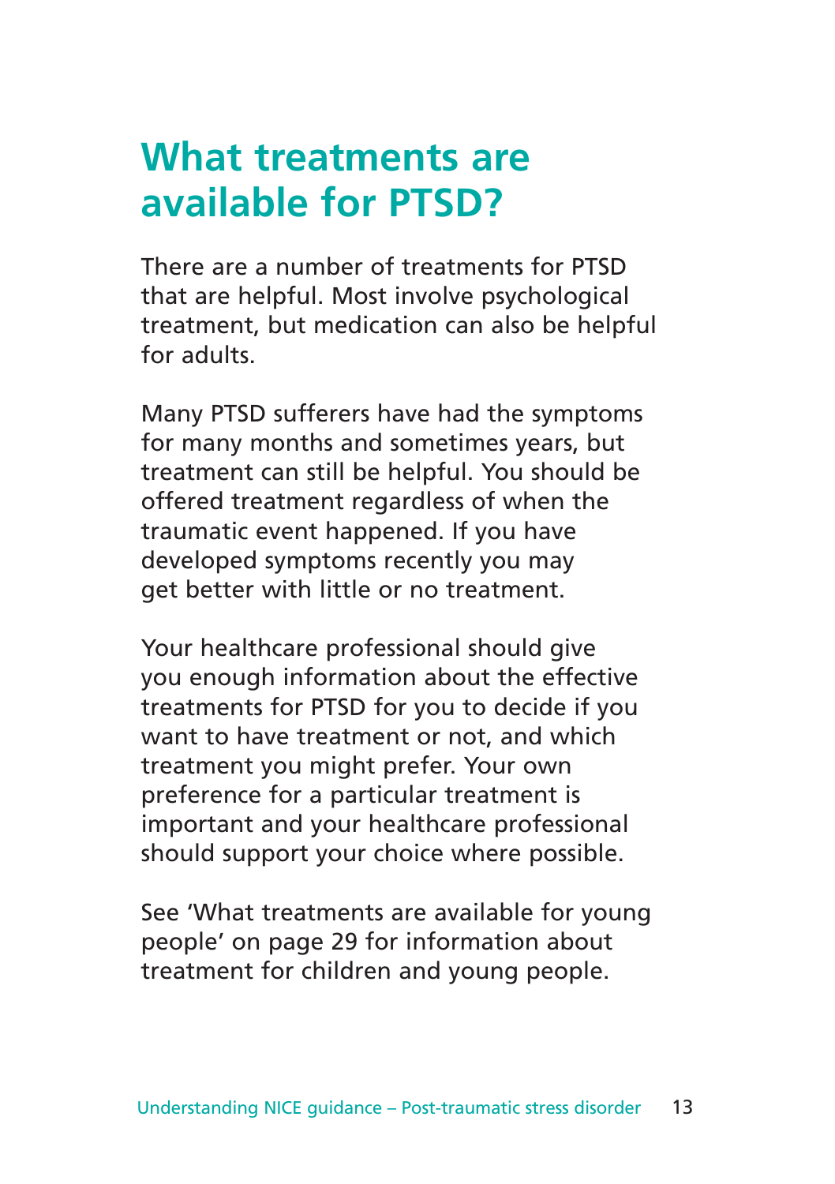# What treatments are available for PTSD?

There are a number of treatments for PTSD that are helpful. Most involve psychological treatment, but medication can also be helpful for adults.

Many PTSD sufferers have had the symptoms for many months and sometimes years, but treatment can still be helpful. You should be offered treatment regardless of when the traumatic event happened. If you have developed symptoms recently you may get better with little or no treatment.

Your healthcare professional should give you enough information about the effective treatments for PTSD for you to decide if you want to have treatment or not, and which treatment you might prefer. Your own preference for a particular treatment is important and your healthcare professional should support your choice where possible.

See 'What treatments are available for young people' on page 29 for information about treatment for children and young people.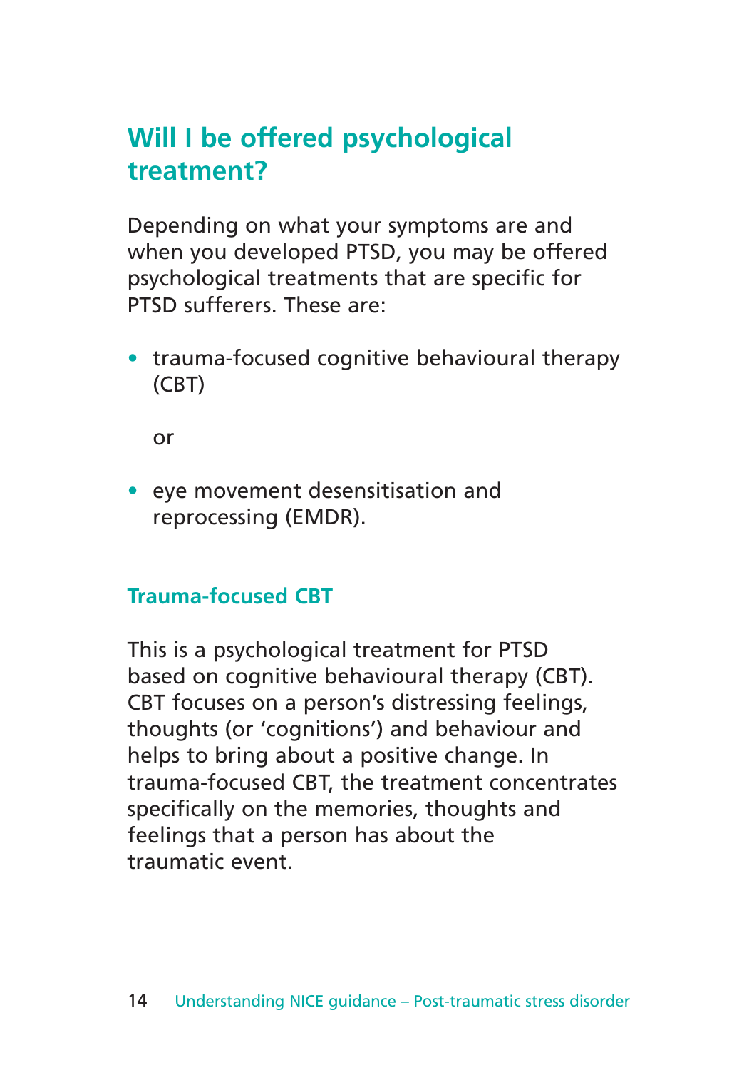## Will I be offered psychological treatment?

Depending on what your symptoms are and when you developed PTSD, you may be offered psychological treatments that are specific for PTSD sufferers. These are:

- trauma-focused cognitive behavioural therapy (CBT)

  or

- eye movement desensitisation and reprocessing (EMDR).

### Trauma-focused CBT

This is a psychological treatment for PTSD based on cognitive behavioural therapy (CBT). CBT focuses on a person's distressing feelings, thoughts (or 'cognitions') and behaviour and helps to bring about a positive change. In trauma-focused CBT, the treatment concentrates specifically on the memories, thoughts and feelings that a person has about the traumatic event.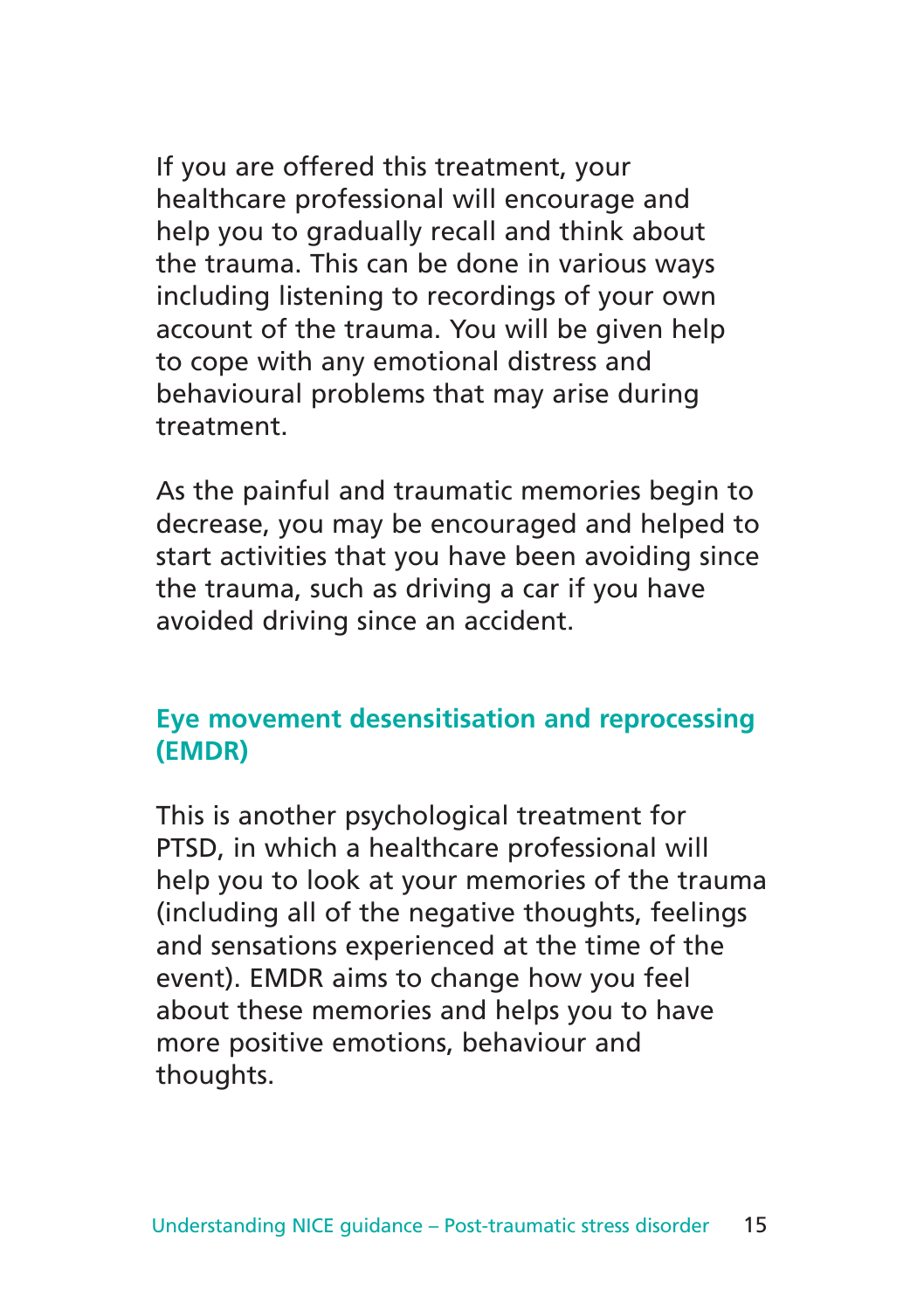If you are offered this treatment, your healthcare professional will encourage and help you to gradually recall and think about the trauma. This can be done in various ways including listening to recordings of your own account of the trauma. You will be given help to cope with any emotional distress and behavioural problems that may arise during treatment.

As the painful and traumatic memories begin to decrease, you may be encouraged and helped to start activities that you have been avoiding since the trauma, such as driving a car if you have avoided driving since an accident.

## Eye movement desensitisation and reprocessing (EMDR)

This is another psychological treatment for PTSD, in which a healthcare professional will help you to look at your memories of the trauma (including all of the negative thoughts, feelings and sensations experienced at the time of the event). EMDR aims to change how you feel about these memories and helps you to have more positive emotions, behaviour and thoughts.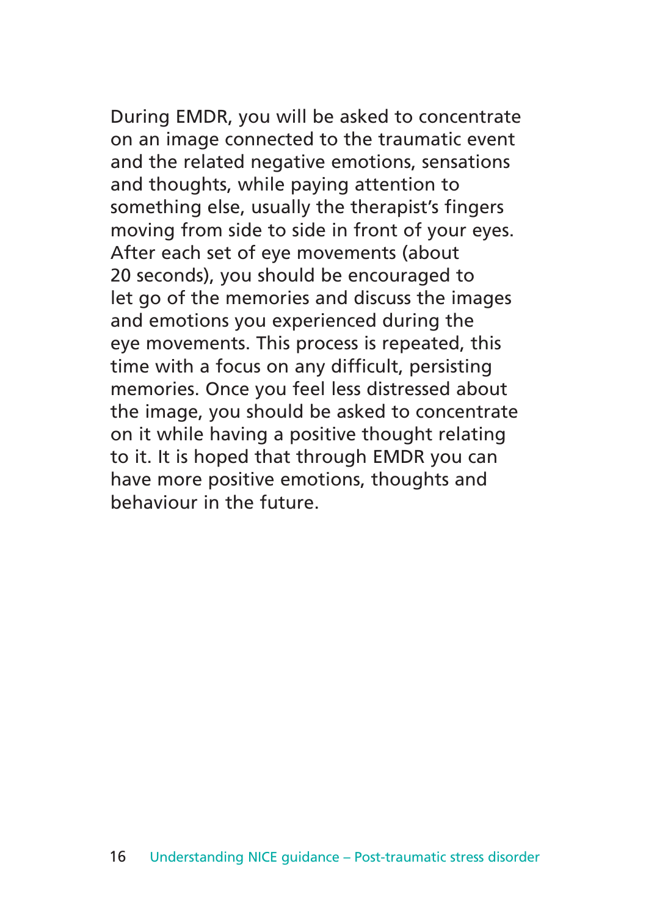During EMDR, you will be asked to concentrate on an image connected to the traumatic event and the related negative emotions, sensations and thoughts, while paying attention to something else, usually the therapist's fingers moving from side to side in front of your eyes. After each set of eye movements (about 20 seconds), you should be encouraged to let go of the memories and discuss the images and emotions you experienced during the eye movements. This process is repeated, this time with a focus on any difficult, persisting memories. Once you feel less distressed about the image, you should be asked to concentrate on it while having a positive thought relating to it. It is hoped that through EMDR you can have more positive emotions, thoughts and behaviour in the future.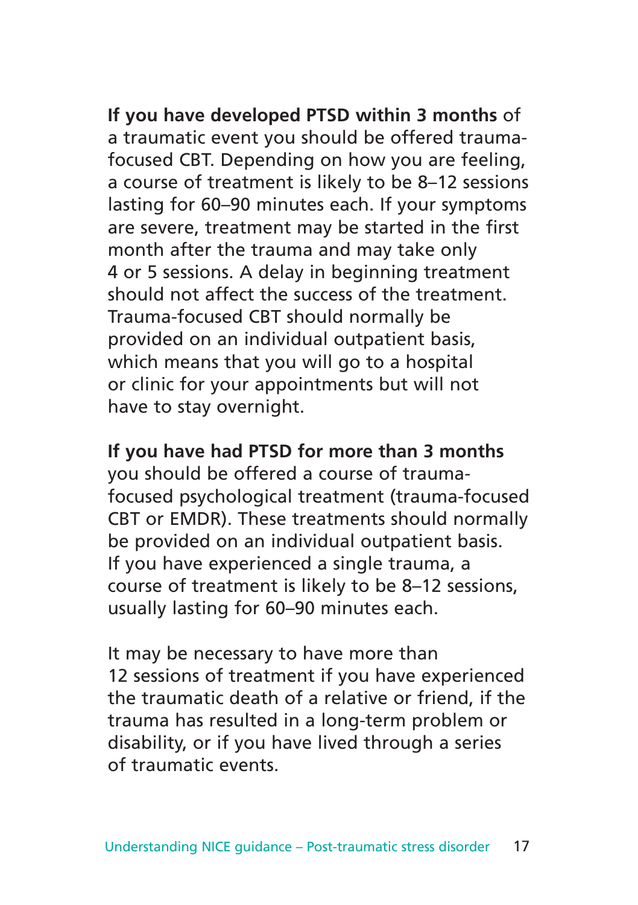**If you have developed PTSD within 3 months** of a traumatic event you should be offered trauma-focused CBT. Depending on how you are feeling, a course of treatment is likely to be 8–12 sessions lasting for 60–90 minutes each. If your symptoms are severe, treatment may be started in the first month after the trauma and may take only 4 or 5 sessions. A delay in beginning treatment should not affect the success of the treatment. Trauma-focused CBT should normally be provided on an individual outpatient basis, which means that you will go to a hospital or clinic for your appointments but will not have to stay overnight.

**If you have had PTSD for more than 3 months** you should be offered a course of trauma-focused psychological treatment (trauma-focused CBT or EMDR). These treatments should normally be provided on an individual outpatient basis. If you have experienced a single trauma, a course of treatment is likely to be 8–12 sessions, usually lasting for 60–90 minutes each.

It may be necessary to have more than 12 sessions of treatment if you have experienced the traumatic death of a relative or friend, if the trauma has resulted in a long-term problem or disability, or if you have lived through a series of traumatic events.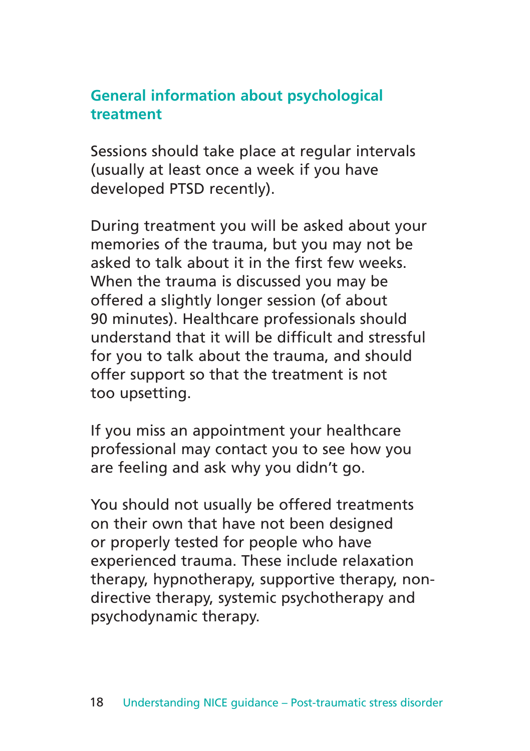## General information about psychological treatment

Sessions should take place at regular intervals (usually at least once a week if you have developed PTSD recently).

During treatment you will be asked about your memories of the trauma, but you may not be asked to talk about it in the first few weeks. When the trauma is discussed you may be offered a slightly longer session (of about 90 minutes). Healthcare professionals should understand that it will be difficult and stressful for you to talk about the trauma, and should offer support so that the treatment is not too upsetting.

If you miss an appointment your healthcare professional may contact you to see how you are feeling and ask why you didn't go.

You should not usually be offered treatments on their own that have not been designed or properly tested for people who have experienced trauma. These include relaxation therapy, hypnotherapy, supportive therapy, non-directive therapy, systemic psychotherapy and psychodynamic therapy.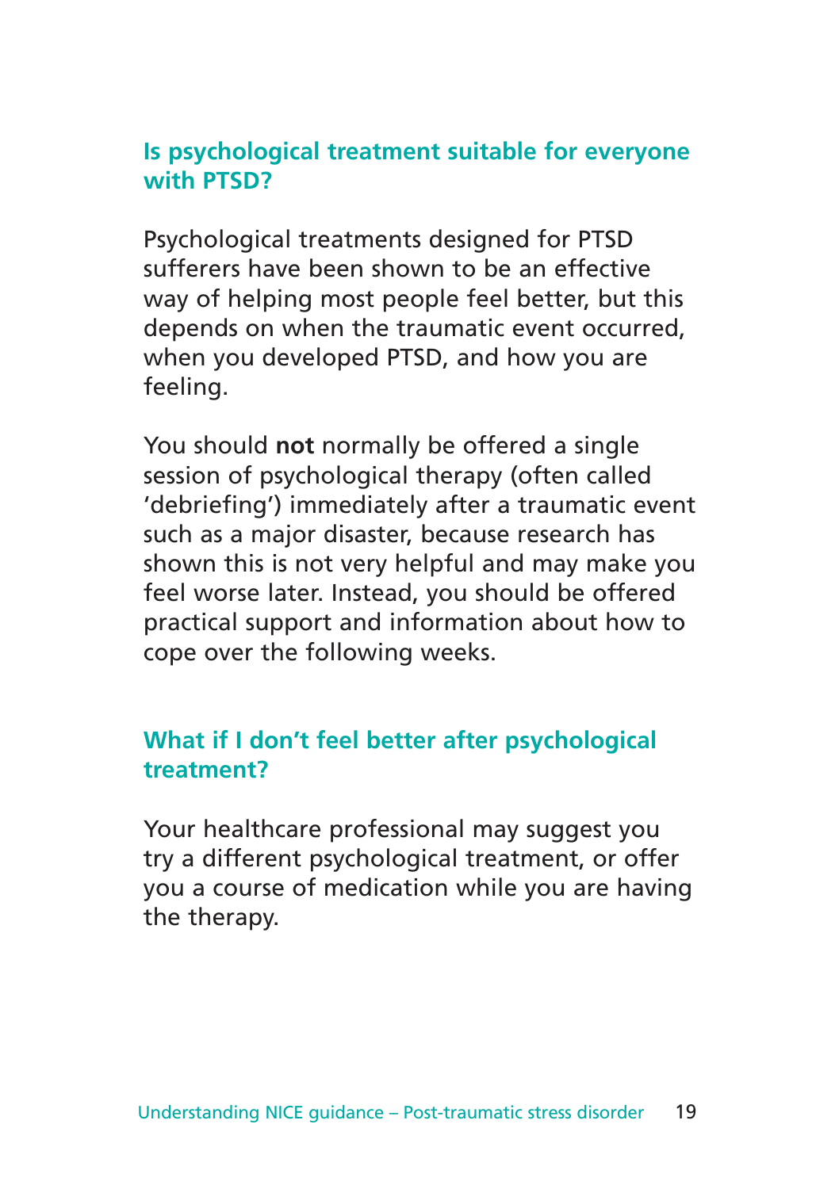## Is psychological treatment suitable for everyone with PTSD?

Psychological treatments designed for PTSD sufferers have been shown to be an effective way of helping most people feel better, but this depends on when the traumatic event occurred, when you developed PTSD, and how you are feeling.

You should **not** normally be offered a single session of psychological therapy (often called 'debriefing') immediately after a traumatic event such as a major disaster, because research has shown this is not very helpful and may make you feel worse later. Instead, you should be offered practical support and information about how to cope over the following weeks.

## What if I don't feel better after psychological treatment?

Your healthcare professional may suggest you try a different psychological treatment, or offer you a course of medication while you are having the therapy.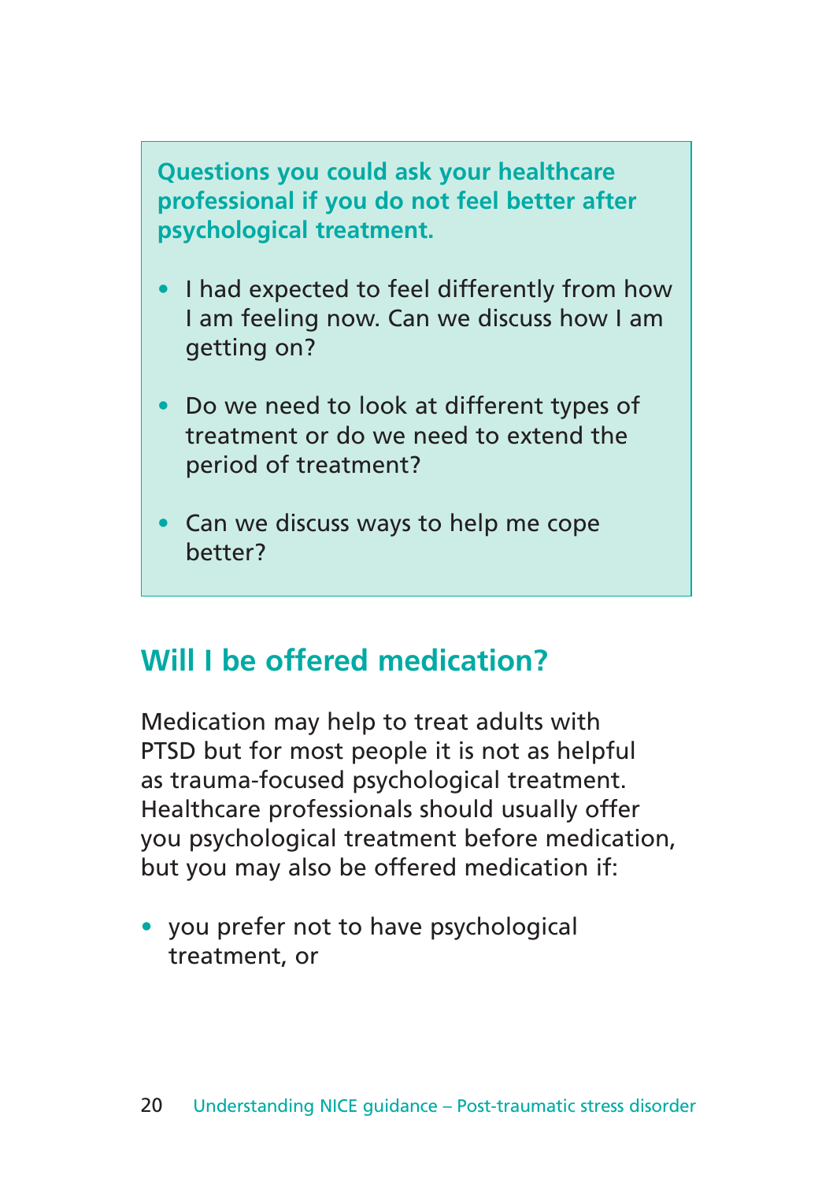**Questions you could ask your healthcare professional if you do not feel better after psychological treatment.**

- I had expected to feel differently from how I am feeling now. Can we discuss how I am getting on?
- Do we need to look at different types of treatment or do we need to extend the period of treatment?
- Can we discuss ways to help me cope better?

## Will I be offered medication?

Medication may help to treat adults with PTSD but for most people it is not as helpful as trauma-focused psychological treatment. Healthcare professionals should usually offer you psychological treatment before medication, but you may also be offered medication if:

- you prefer not to have psychological treatment, or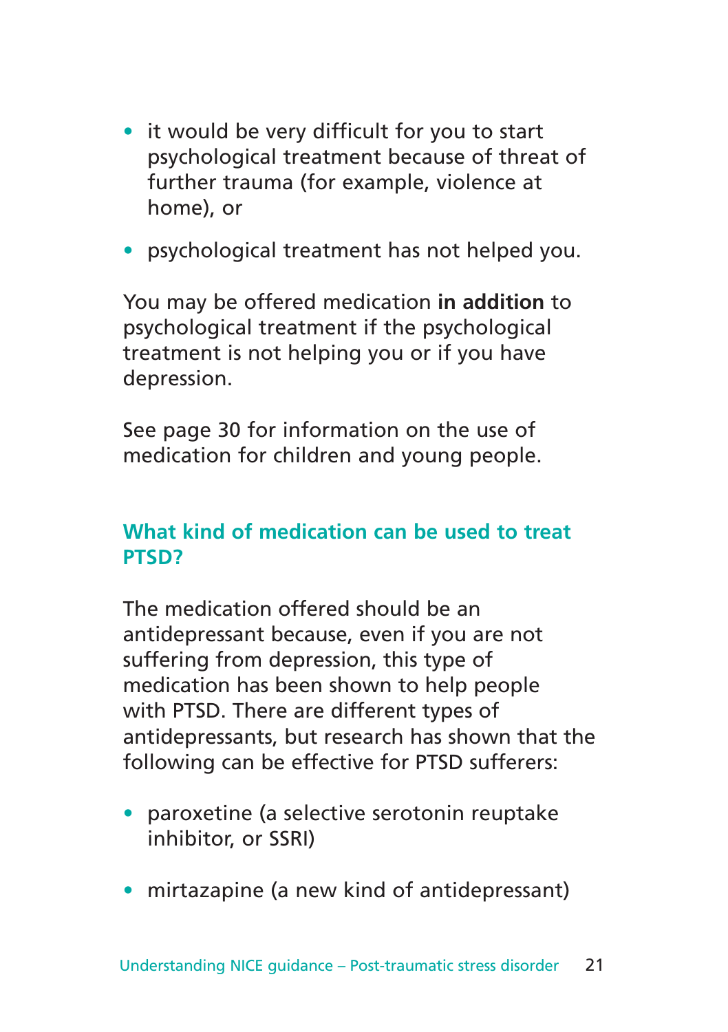- it would be very difficult for you to start psychological treatment because of threat of further trauma (for example, violence at home), or
- psychological treatment has not helped you.

You may be offered medication **in addition** to psychological treatment if the psychological treatment is not helping you or if you have depression.

See page 30 for information on the use of medication for children and young people.

### What kind of medication can be used to treat PTSD?

The medication offered should be an antidepressant because, even if you are not suffering from depression, this type of medication has been shown to help people with PTSD. There are different types of antidepressants, but research has shown that the following can be effective for PTSD sufferers:

- paroxetine (a selective serotonin reuptake inhibitor, or SSRI)
- mirtazapine (a new kind of antidepressant)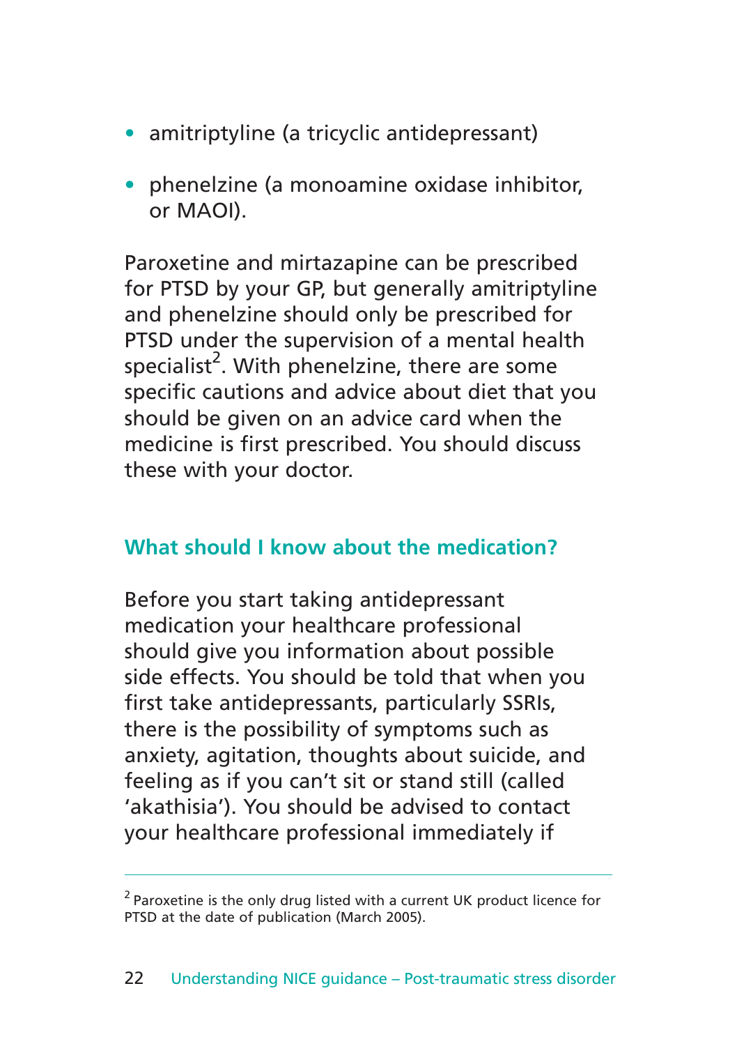- amitriptyline (a tricyclic antidepressant)
- phenelzine (a monoamine oxidase inhibitor, or MAOI).

Paroxetine and mirtazapine can be prescribed for PTSD by your GP, but generally amitriptyline and phenelzine should only be prescribed for PTSD under the supervision of a mental health specialist[2]. With phenelzine, there are some specific cautions and advice about diet that you should be given on an advice card when the medicine is first prescribed. You should discuss these with your doctor.

### What should I know about the medication?

Before you start taking antidepressant medication your healthcare professional should give you information about possible side effects. You should be told that when you first take antidepressants, particularly SSRIs, there is the possibility of symptoms such as anxiety, agitation, thoughts about suicide, and feeling as if you can't sit or stand still (called 'akathisia'). You should be advised to contact your healthcare professional immediately if

---

[2] Paroxetine is the only drug listed with a current UK product licence for PTSD at the date of publication (March 2005).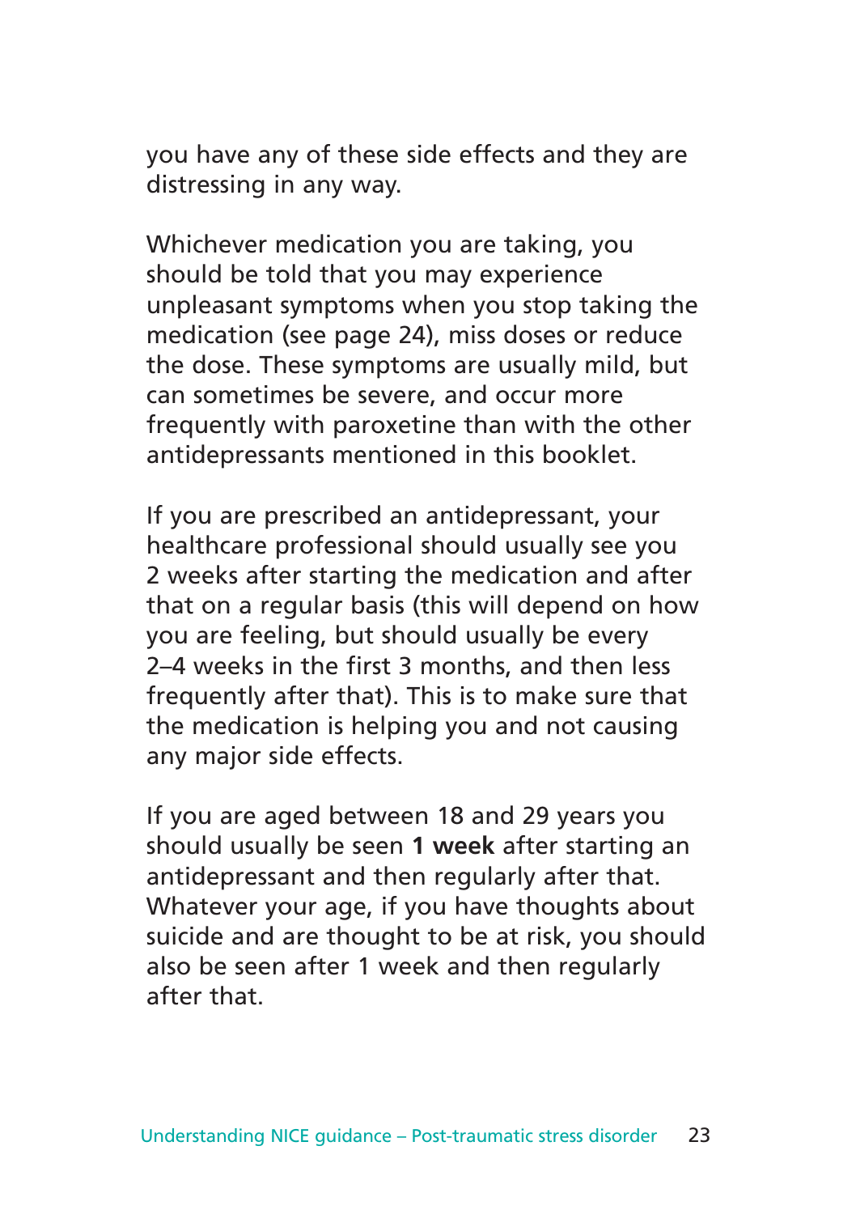you have any of these side effects and they are distressing in any way.

Whichever medication you are taking, you should be told that you may experience unpleasant symptoms when you stop taking the medication (see page 24), miss doses or reduce the dose. These symptoms are usually mild, but can sometimes be severe, and occur more frequently with paroxetine than with the other antidepressants mentioned in this booklet.

If you are prescribed an antidepressant, your healthcare professional should usually see you 2 weeks after starting the medication and after that on a regular basis (this will depend on how you are feeling, but should usually be every 2–4 weeks in the first 3 months, and then less frequently after that). This is to make sure that the medication is helping you and not causing any major side effects.

If you are aged between 18 and 29 years you should usually be seen **1 week** after starting an antidepressant and then regularly after that. Whatever your age, if you have thoughts about suicide and are thought to be at risk, you should also be seen after 1 week and then regularly after that.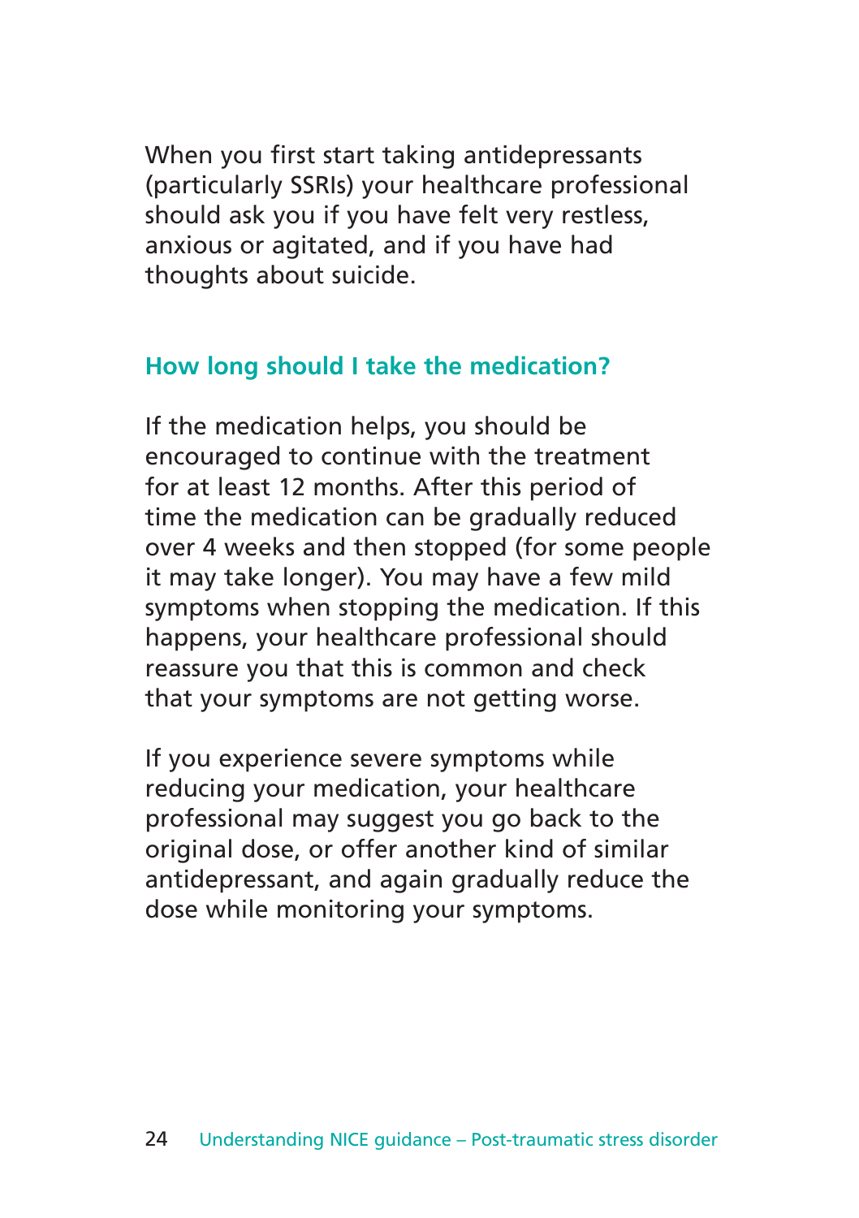When you first start taking antidepressants (particularly SSRIs) your healthcare professional should ask you if you have felt very restless, anxious or agitated, and if you have had thoughts about suicide.

## How long should I take the medication?

If the medication helps, you should be encouraged to continue with the treatment for at least 12 months. After this period of time the medication can be gradually reduced over 4 weeks and then stopped (for some people it may take longer). You may have a few mild symptoms when stopping the medication. If this happens, your healthcare professional should reassure you that this is common and check that your symptoms are not getting worse.

If you experience severe symptoms while reducing your medication, your healthcare professional may suggest you go back to the original dose, or offer another kind of similar antidepressant, and again gradually reduce the dose while monitoring your symptoms.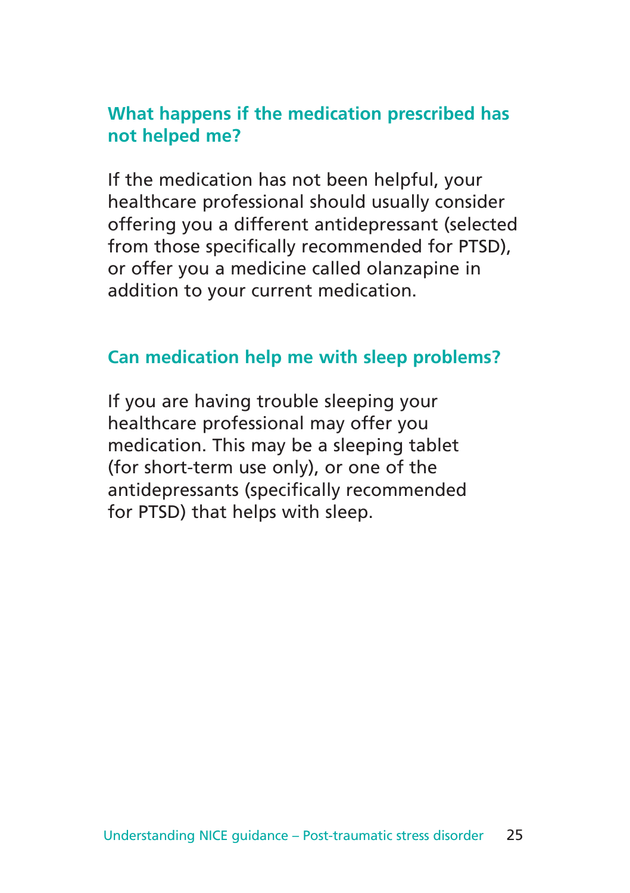### What happens if the medication prescribed has not helped me?

If the medication has not been helpful, your healthcare professional should usually consider offering you a different antidepressant (selected from those specifically recommended for PTSD), or offer you a medicine called olanzapine in addition to your current medication.

### Can medication help me with sleep problems?

If you are having trouble sleeping your healthcare professional may offer you medication. This may be a sleeping tablet (for short-term use only), or one of the antidepressants (specifically recommended for PTSD) that helps with sleep.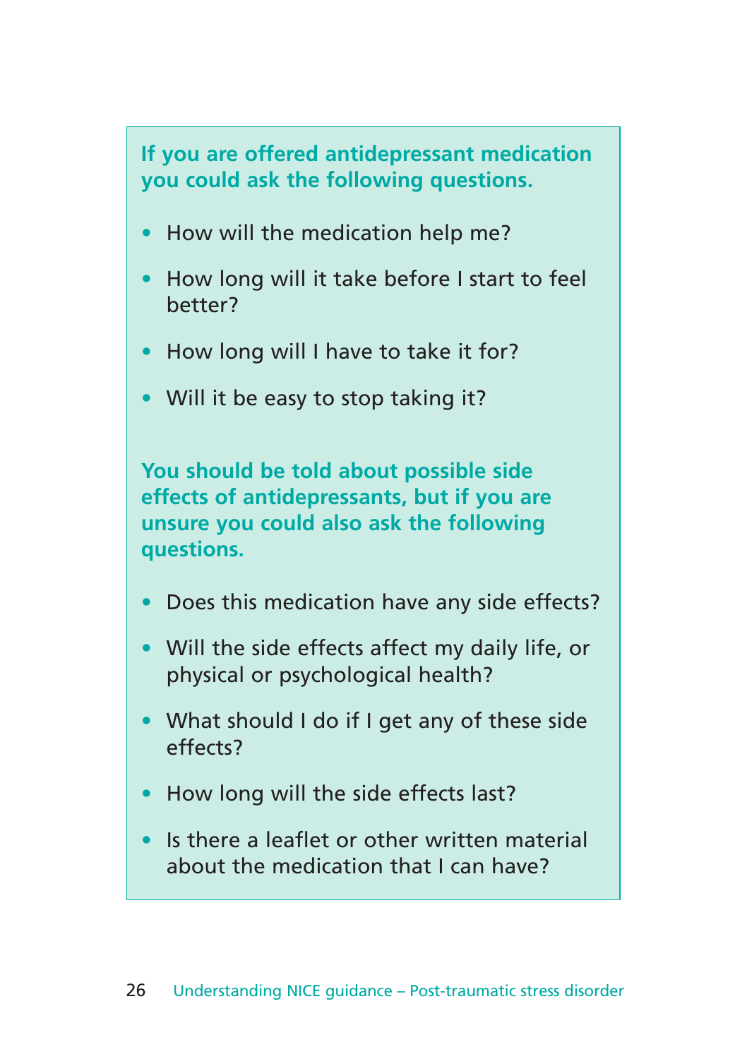**If you are offered antidepressant medication you could ask the following questions.**

- How will the medication help me?
- How long will it take before I start to feel better?
- How long will I have to take it for?
- Will it be easy to stop taking it?

**You should be told about possible side effects of antidepressants, but if you are unsure you could also ask the following questions.**

- Does this medication have any side effects?
- Will the side effects affect my daily life, or physical or psychological health?
- What should I do if I get any of these side effects?
- How long will the side effects last?
- Is there a leaflet or other written material about the medication that I can have?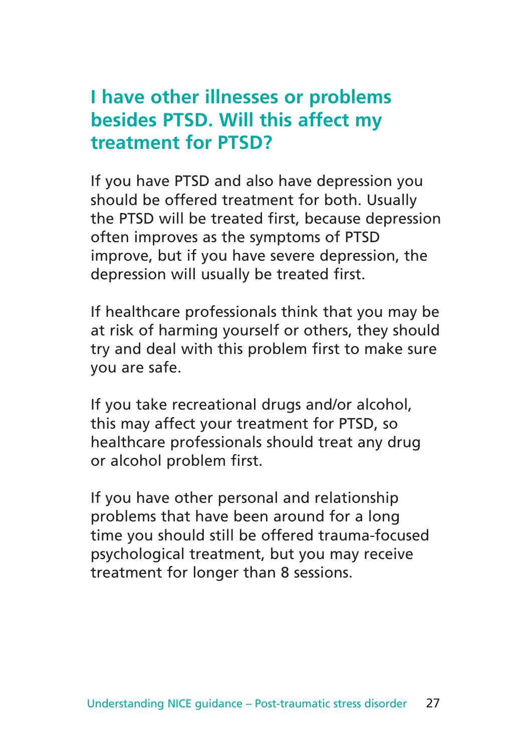## I have other illnesses or problems besides PTSD. Will this affect my treatment for PTSD?

If you have PTSD and also have depression you should be offered treatment for both. Usually the PTSD will be treated first, because depression often improves as the symptoms of PTSD improve, but if you have severe depression, the depression will usually be treated first.

If healthcare professionals think that you may be at risk of harming yourself or others, they should try and deal with this problem first to make sure you are safe.

If you take recreational drugs and/or alcohol, this may affect your treatment for PTSD, so healthcare professionals should treat any drug or alcohol problem first.

If you have other personal and relationship problems that have been around for a long time you should still be offered trauma-focused psychological treatment, but you may receive treatment for longer than 8 sessions.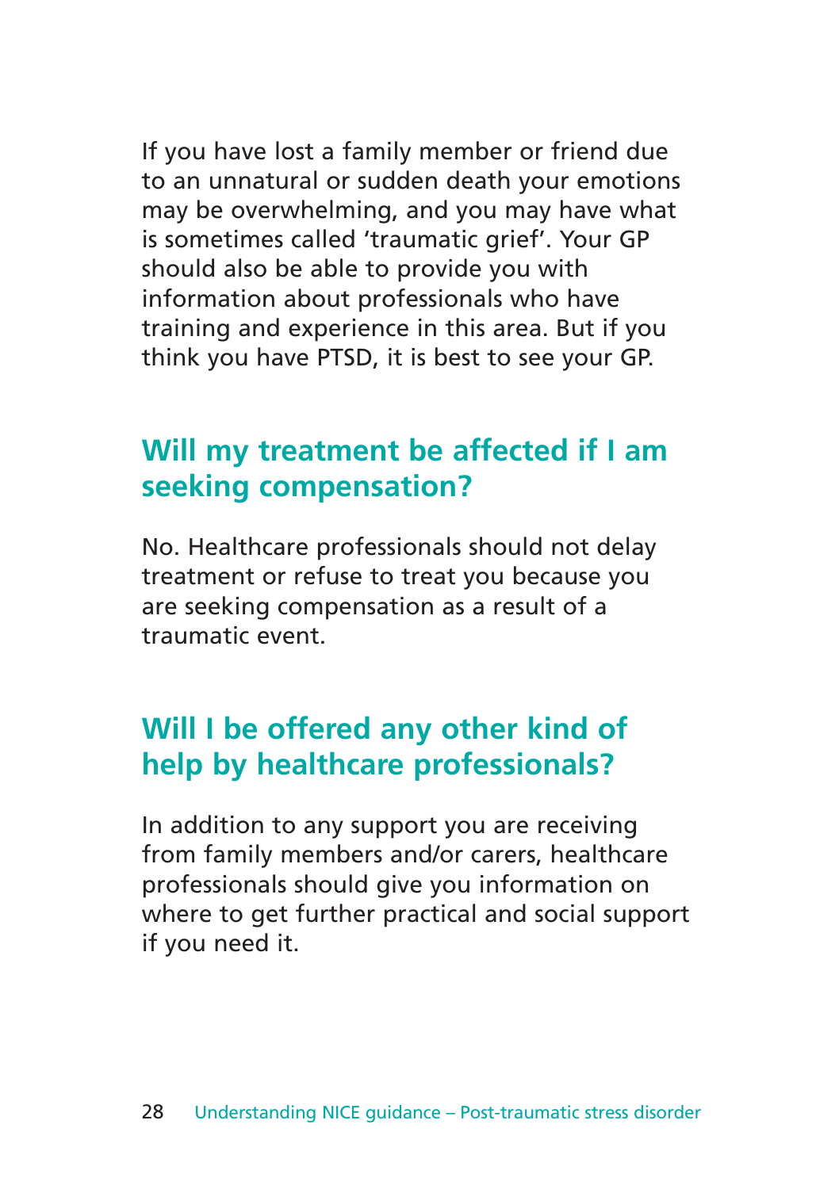If you have lost a family member or friend due to an unnatural or sudden death your emotions may be overwhelming, and you may have what is sometimes called 'traumatic grief'. Your GP should also be able to provide you with information about professionals who have training and experience in this area. But if you think you have PTSD, it is best to see your GP.

## Will my treatment be affected if I am seeking compensation?

No. Healthcare professionals should not delay treatment or refuse to treat you because you are seeking compensation as a result of a traumatic event.

## Will I be offered any other kind of help by healthcare professionals?

In addition to any support you are receiving from family members and/or carers, healthcare professionals should give you information on where to get further practical and social support if you need it.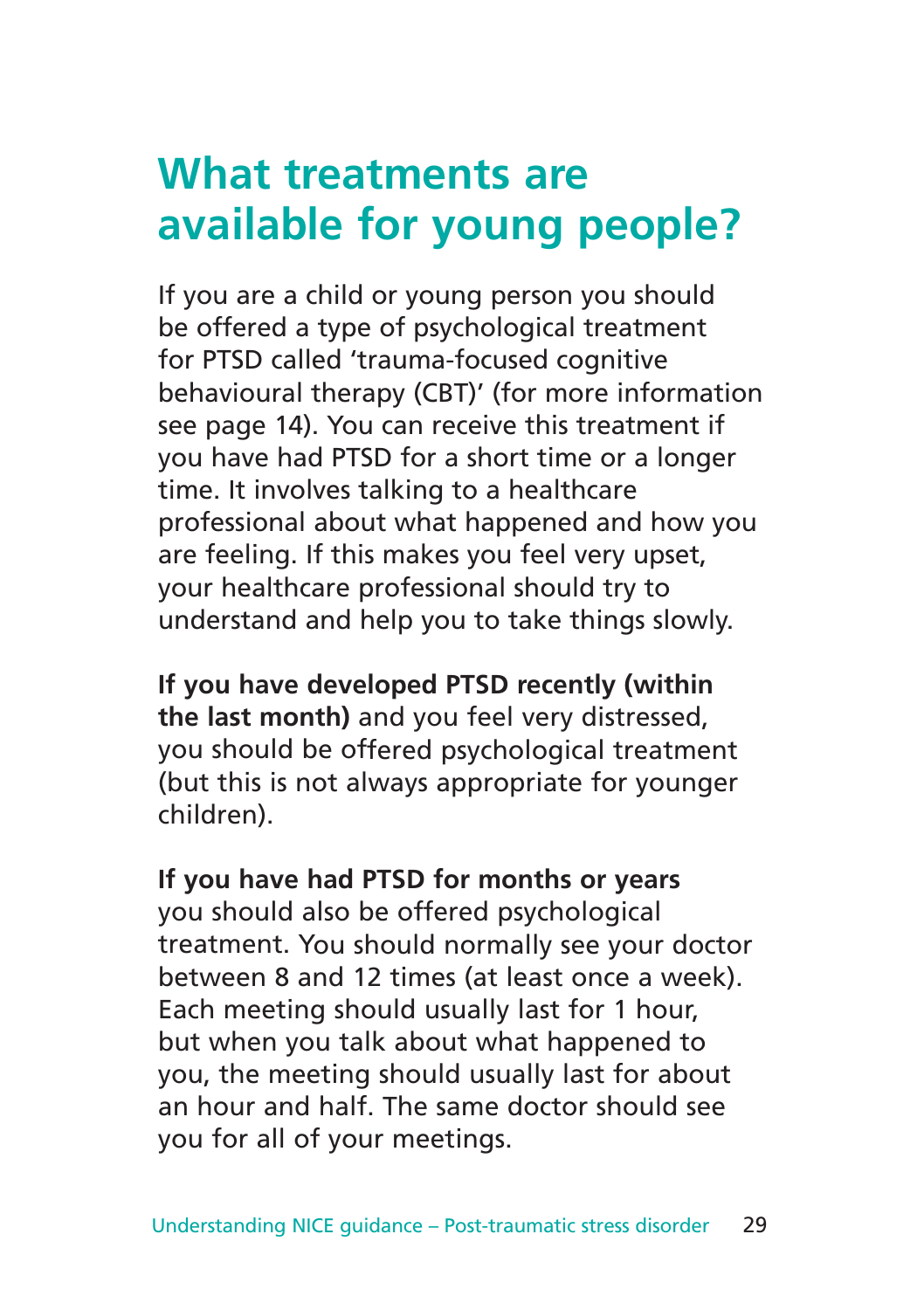# What treatments are available for young people?

If you are a child or young person you should be offered a type of psychological treatment for PTSD called 'trauma-focused cognitive behavioural therapy (CBT)' (for more information see page 14). You can receive this treatment if you have had PTSD for a short time or a longer time. It involves talking to a healthcare professional about what happened and how you are feeling. If this makes you feel very upset, your healthcare professional should try to understand and help you to take things slowly.

**If you have developed PTSD recently (within the last month)** and you feel very distressed, you should be offered psychological treatment (but this is not always appropriate for younger children).

**If you have had PTSD for months or years** you should also be offered psychological treatment. You should normally see your doctor between 8 and 12 times (at least once a week). Each meeting should usually last for 1 hour, but when you talk about what happened to you, the meeting should usually last for about an hour and half. The same doctor should see you for all of your meetings.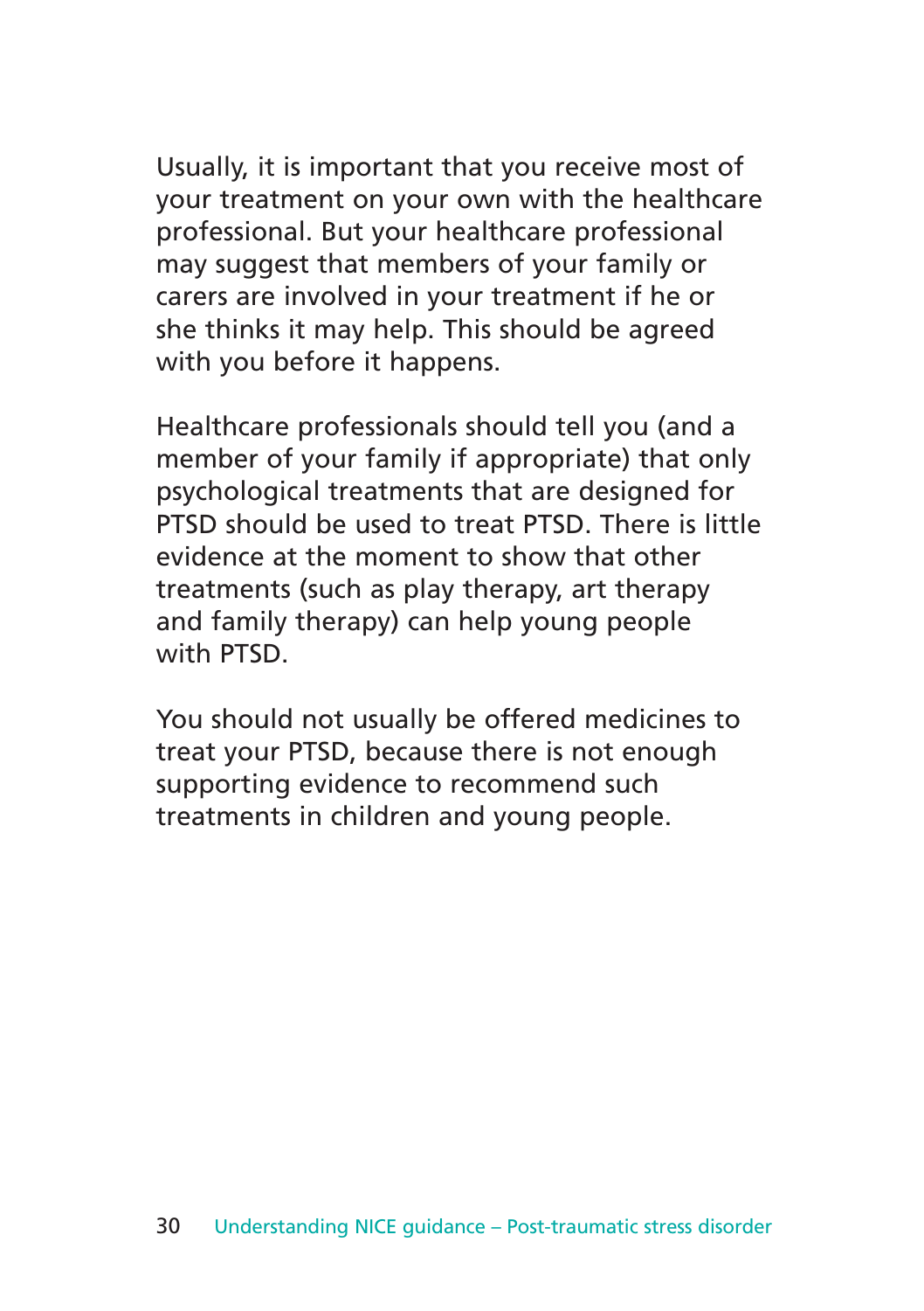Usually, it is important that you receive most of your treatment on your own with the healthcare professional. But your healthcare professional may suggest that members of your family or carers are involved in your treatment if he or she thinks it may help. This should be agreed with you before it happens.

Healthcare professionals should tell you (and a member of your family if appropriate) that only psychological treatments that are designed for PTSD should be used to treat PTSD. There is little evidence at the moment to show that other treatments (such as play therapy, art therapy and family therapy) can help young people with PTSD.

You should not usually be offered medicines to treat your PTSD, because there is not enough supporting evidence to recommend such treatments in children and young people.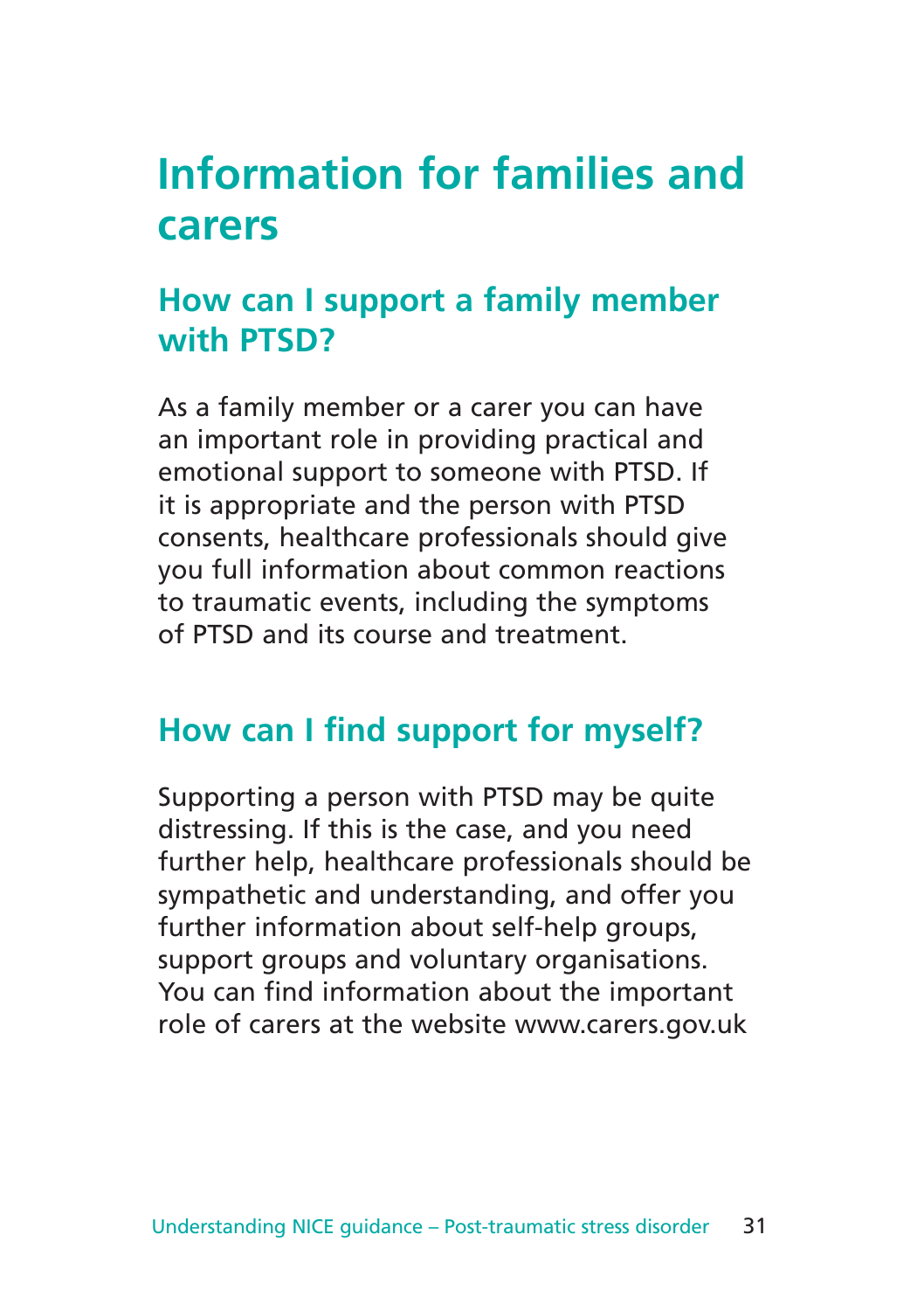# Information for families and carers

## How can I support a family member with PTSD?

As a family member or a carer you can have an important role in providing practical and emotional support to someone with PTSD. If it is appropriate and the person with PTSD consents, healthcare professionals should give you full information about common reactions to traumatic events, including the symptoms of PTSD and its course and treatment.

## How can I find support for myself?

Supporting a person with PTSD may be quite distressing. If this is the case, and you need further help, healthcare professionals should be sympathetic and understanding, and offer you further information about self-help groups, support groups and voluntary organisations. You can find information about the important role of carers at the website www.carers.gov.uk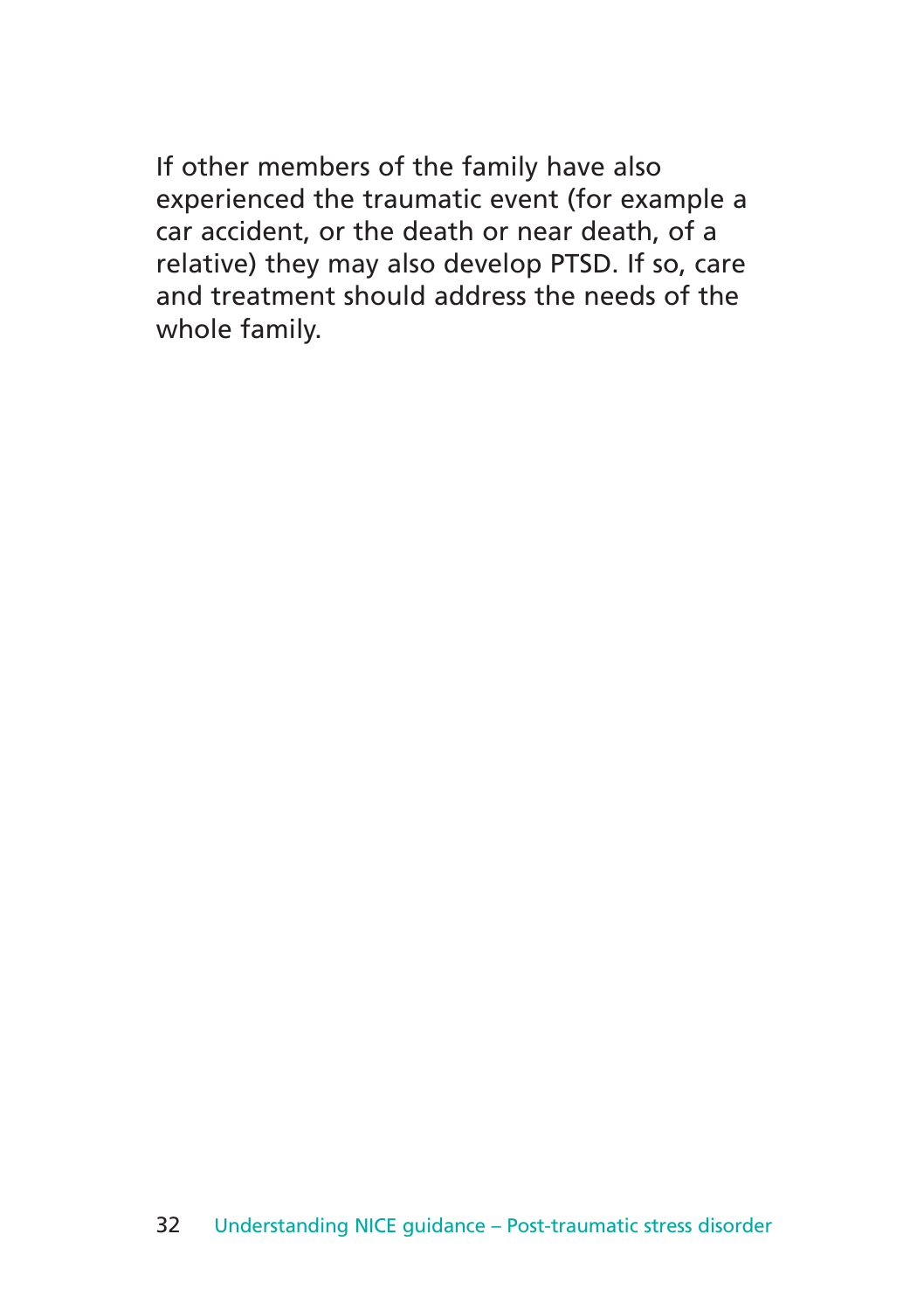If other members of the family have also experienced the traumatic event (for example a car accident, or the death or near death, of a relative) they may also develop PTSD. If so, care and treatment should address the needs of the whole family.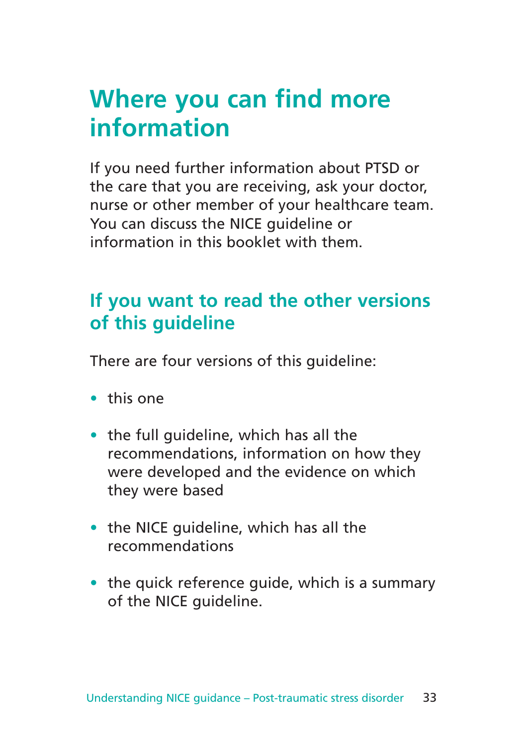# Where you can find more information

If you need further information about PTSD or the care that you are receiving, ask your doctor, nurse or other member of your healthcare team. You can discuss the NICE guideline or information in this booklet with them.

## If you want to read the other versions of this guideline

There are four versions of this guideline:

- this one
- the full guideline, which has all the recommendations, information on how they were developed and the evidence on which they were based
- the NICE guideline, which has all the recommendations
- the quick reference guide, which is a summary of the NICE guideline.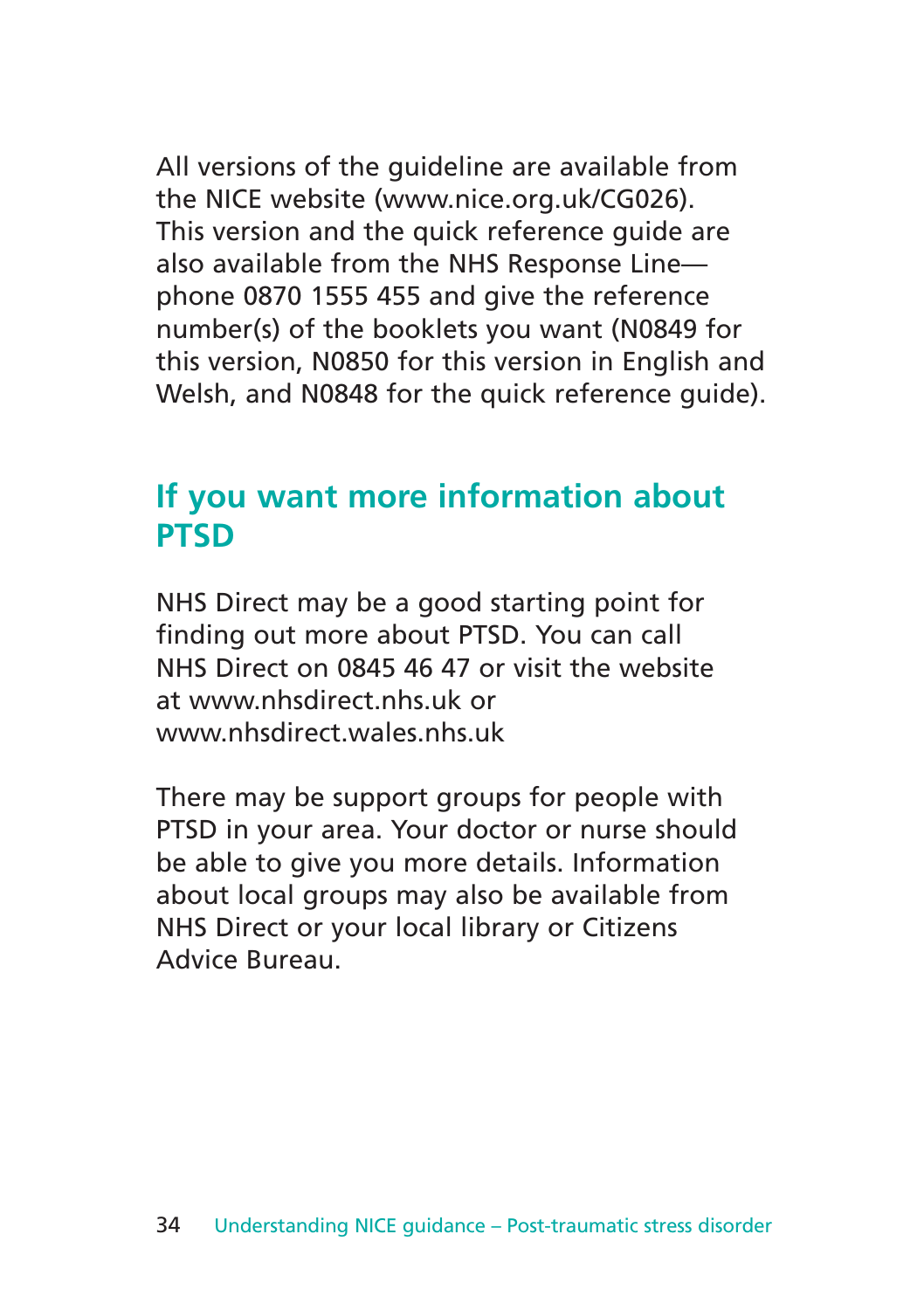All versions of the guideline are available from the NICE website (www.nice.org.uk/CG026). This version and the quick reference guide are also available from the NHS Response Line—phone 0870 1555 455 and give the reference number(s) of the booklets you want (N0849 for this version, N0850 for this version in English and Welsh, and N0848 for the quick reference guide).

## If you want more information about PTSD

NHS Direct may be a good starting point for finding out more about PTSD. You can call NHS Direct on 0845 46 47 or visit the website at www.nhsdirect.nhs.uk or www.nhsdirect.wales.nhs.uk

There may be support groups for people with PTSD in your area. Your doctor or nurse should be able to give you more details. Information about local groups may also be available from NHS Direct or your local library or Citizens Advice Bureau.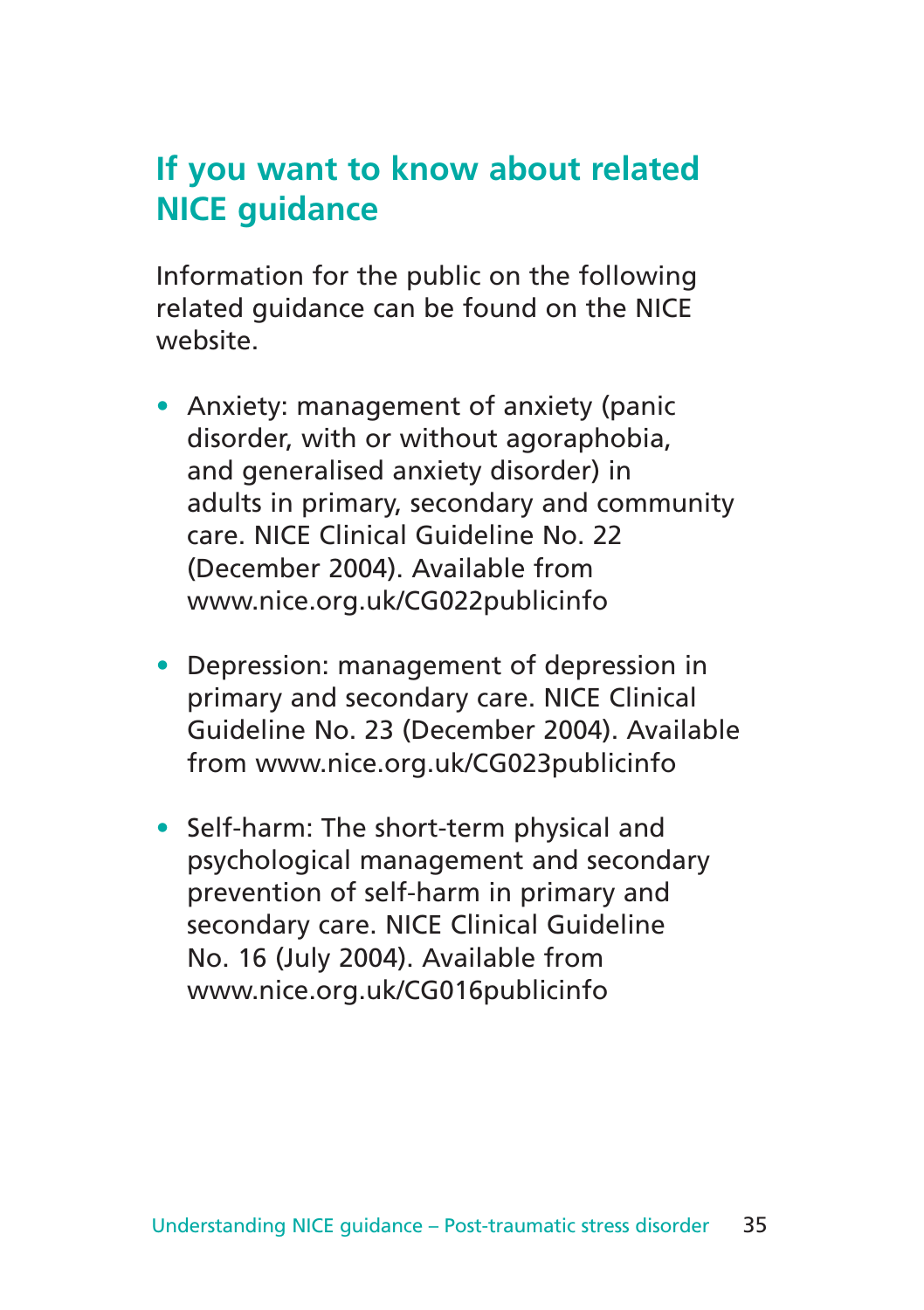## If you want to know about related NICE guidance

Information for the public on the following related guidance can be found on the NICE website.

- Anxiety: management of anxiety (panic disorder, with or without agoraphobia, and generalised anxiety disorder) in adults in primary, secondary and community care. NICE Clinical Guideline No. 22 (December 2004). Available from www.nice.org.uk/CG022publicinfo

- Depression: management of depression in primary and secondary care. NICE Clinical Guideline No. 23 (December 2004). Available from www.nice.org.uk/CG023publicinfo

- Self-harm: The short-term physical and psychological management and secondary prevention of self-harm in primary and secondary care. NICE Clinical Guideline No. 16 (July 2004). Available from www.nice.org.uk/CG016publicinfo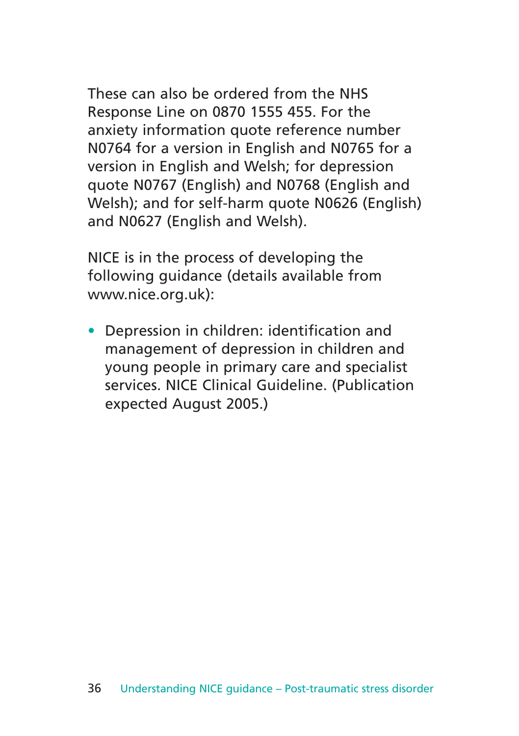These can also be ordered from the NHS Response Line on 0870 1555 455. For the anxiety information quote reference number N0764 for a version in English and N0765 for a version in English and Welsh; for depression quote N0767 (English) and N0768 (English and Welsh); and for self-harm quote N0626 (English) and N0627 (English and Welsh).

NICE is in the process of developing the following guidance (details available from www.nice.org.uk):

- Depression in children: identification and management of depression in children and young people in primary care and specialist services. NICE Clinical Guideline. (Publication expected August 2005.)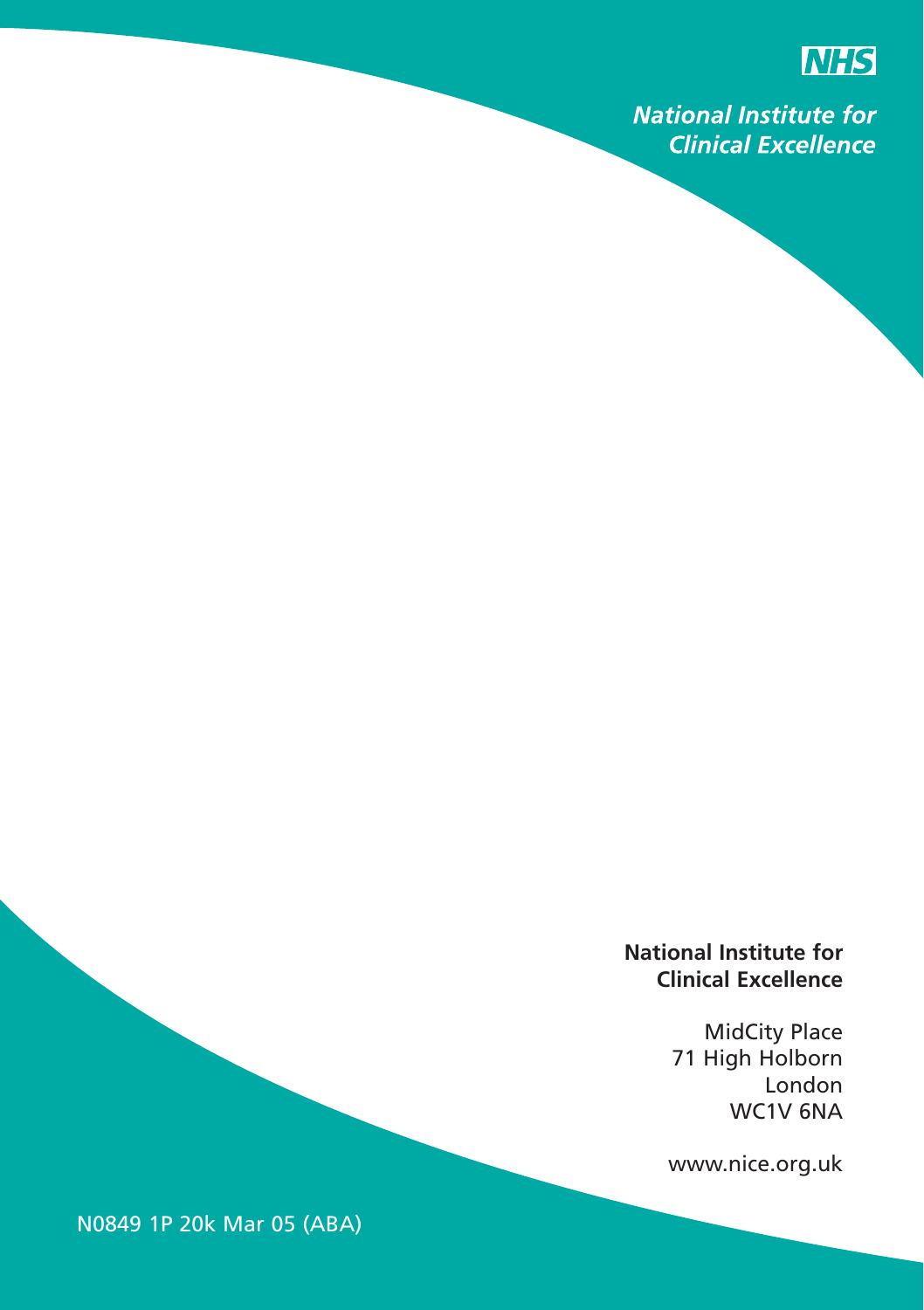NHS

*National Institute for Clinical Excellence*

**National Institute for Clinical Excellence**

MidCity Place
71 High Holborn
London
WC1V 6NA

www.nice.org.uk

N0849 1P 20k Mar 05 (ABA)